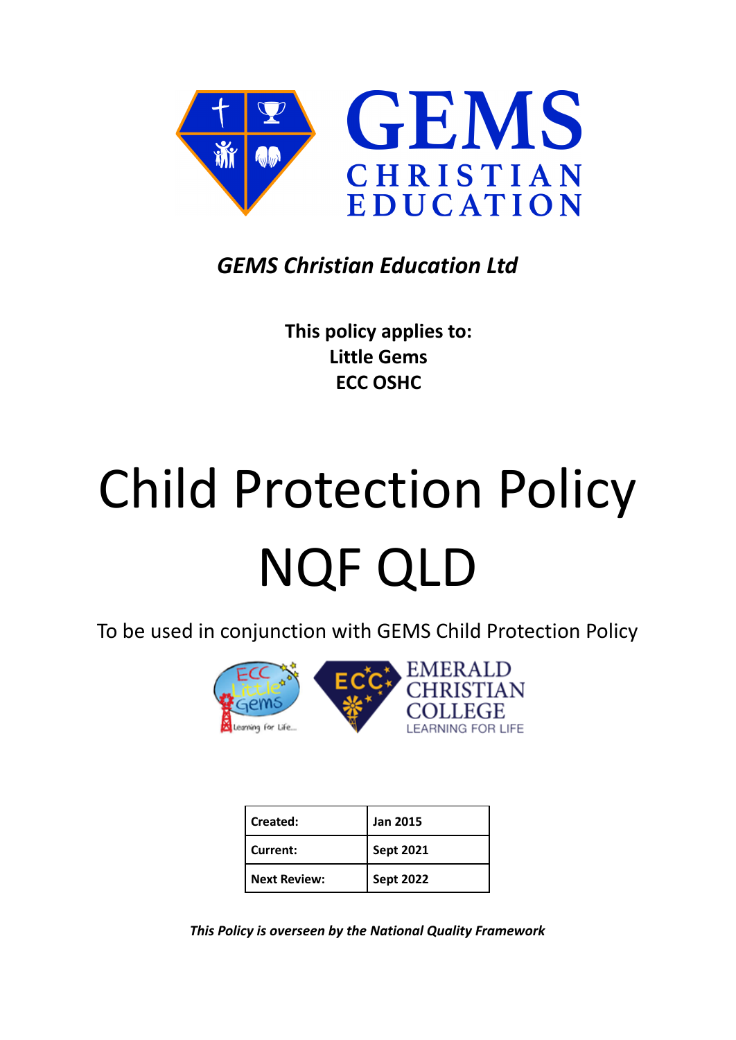GEMS CHRISTIAN EDUCATION

*GEMS Christian Education Ltd*

**This policy applies to:**
**Little Gems**
**ECC OSHC**

# Child Protection Policy NQF QLD

To be used in conjunction with GEMS Child Protection Policy

| Created: | Jan 2015 |
| --- | --- |
| Current: | Sept 2021 |
| Next Review: | Sept 2022 |

***This Policy is overseen by the National Quality Framework***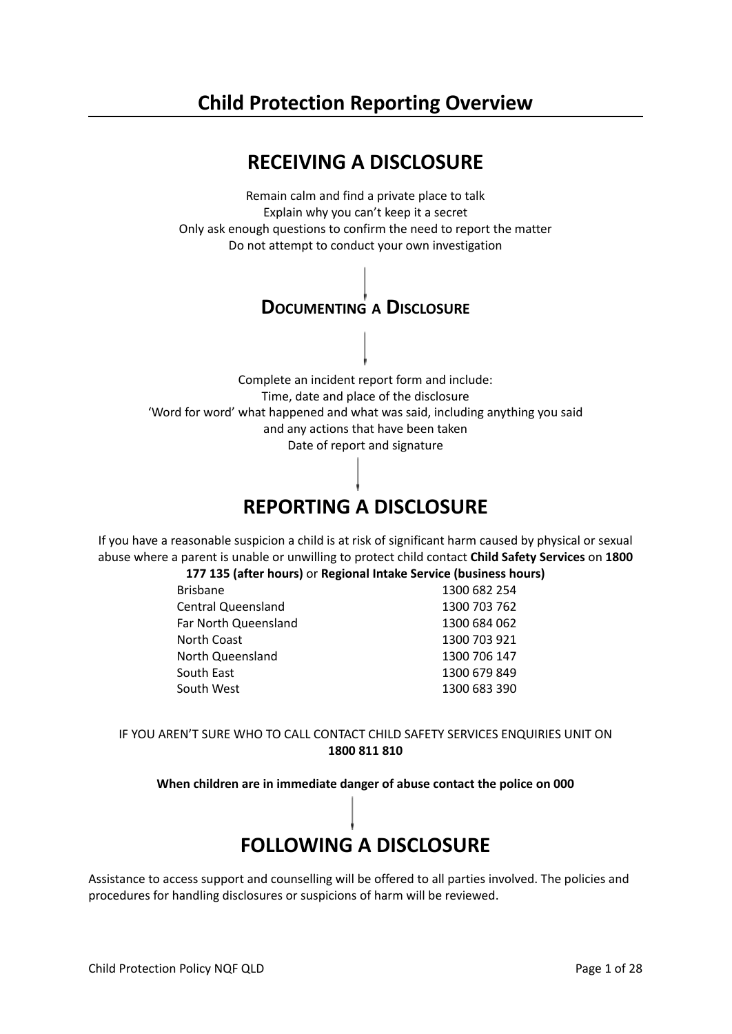# Child Protection Reporting Overview

## RECEIVING A DISCLOSURE

Remain calm and find a private place to talk
Explain why you can't keep it a secret
Only ask enough questions to confirm the need to report the matter
Do not attempt to conduct your own investigation

## Documenting a Disclosure

Complete an incident report form and include:
Time, date and place of the disclosure
'Word for word' what happened and what was said, including anything you said and any actions that have been taken
Date of report and signature

## REPORTING A DISCLOSURE

If you have a reasonable suspicion a child is at risk of significant harm caused by physical or sexual abuse where a parent is unable or unwilling to protect child contact **Child Safety Services** on **1800 177 135 (after hours)** or **Regional Intake Service (business hours)**

| | |
|---|---|
| Brisbane | 1300 682 254 |
| Central Queensland | 1300 703 762 |
| Far North Queensland | 1300 684 062 |
| North Coast | 1300 703 921 |
| North Queensland | 1300 706 147 |
| South East | 1300 679 849 |
| South West | 1300 683 390 |

IF YOU AREN'T SURE WHO TO CALL CONTACT CHILD SAFETY SERVICES ENQUIRIES UNIT ON **1800 811 810**

**When children are in immediate danger of abuse contact the police on 000**

## FOLLOWING A DISCLOSURE

Assistance to access support and counselling will be offered to all parties involved. The policies and procedures for handling disclosures or suspicions of harm will be reviewed.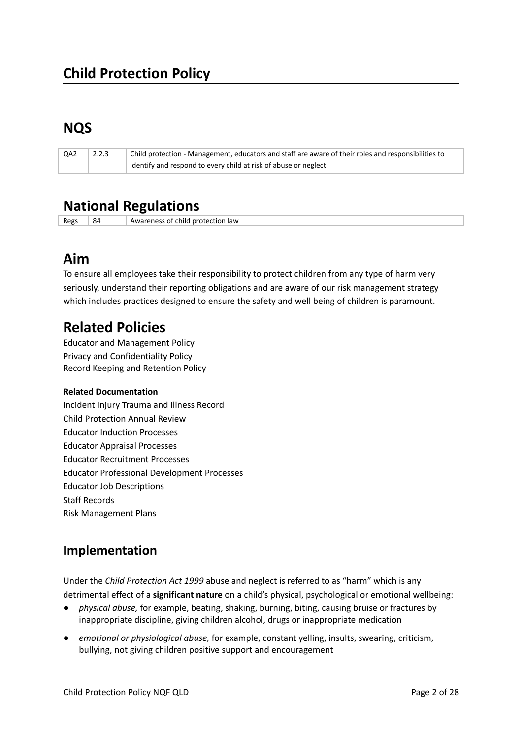# Child Protection Policy

## NQS

| QA2 | 2.2.3 | Child protection - Management, educators and staff are aware of their roles and responsibilities to identify and respond to every child at risk of abuse or neglect. |
|---|---|---|

## National Regulations

| Regs | 84 | Awareness of child protection law |
|---|---|---|

## Aim

To ensure all employees take their responsibility to protect children from any type of harm very seriously, understand their reporting obligations and are aware of our risk management strategy which includes practices designed to ensure the safety and well being of children is paramount.

## Related Policies

Educator and Management Policy
Privacy and Confidentiality Policy
Record Keeping and Retention Policy

**Related Documentation**

Incident Injury Trauma and Illness Record
Child Protection Annual Review
Educator Induction Processes
Educator Appraisal Processes
Educator Recruitment Processes
Educator Professional Development Processes
Educator Job Descriptions
Staff Records
Risk Management Plans

## Implementation

Under the *Child Protection Act 1999* abuse and neglect is referred to as "harm" which is any detrimental effect of a **significant nature** on a child's physical, psychological or emotional wellbeing:

- *physical abuse,* for example, beating, shaking, burning, biting, causing bruise or fractures by inappropriate discipline, giving children alcohol, drugs or inappropriate medication
- *emotional or physiological abuse,* for example, constant yelling, insults, swearing, criticism, bullying, not giving children positive support and encouragement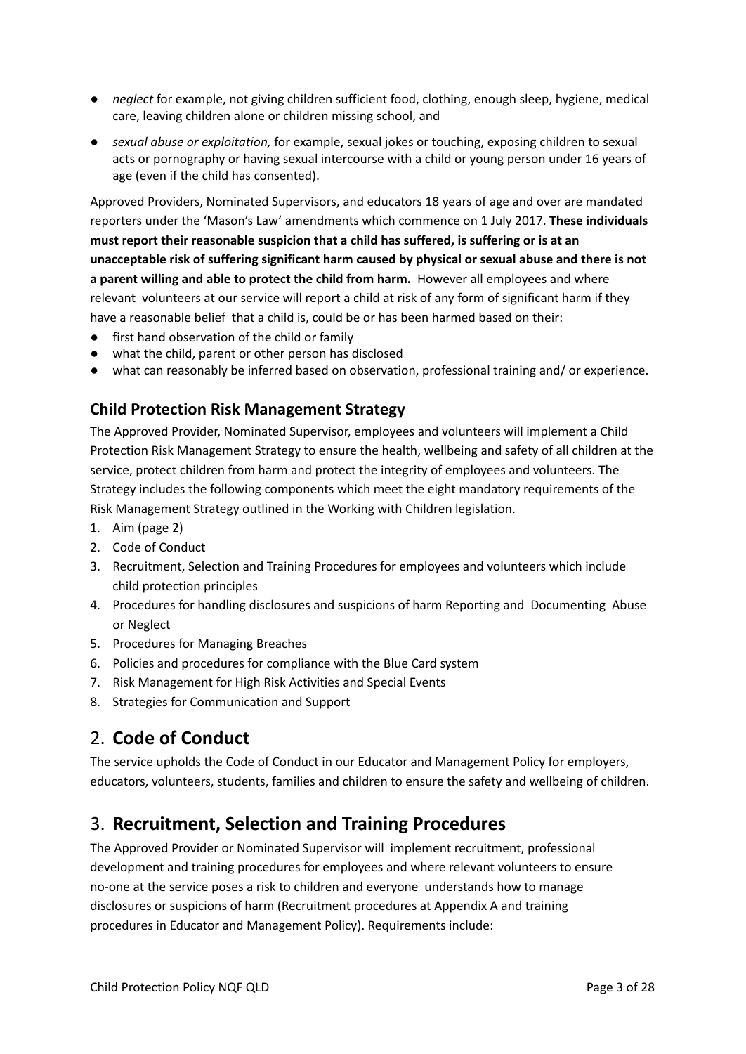- *neglect* for example, not giving children sufficient food, clothing, enough sleep, hygiene, medical care, leaving children alone or children missing school, and
- *sexual abuse or exploitation,* for example, sexual jokes or touching, exposing children to sexual acts or pornography or having sexual intercourse with a child or young person under 16 years of age (even if the child has consented).

Approved Providers, Nominated Supervisors, and educators 18 years of age and over are mandated reporters under the 'Mason's Law' amendments which commence on 1 July 2017. **These individuals must report their reasonable suspicion that a child has suffered, is suffering or is at an unacceptable risk of suffering significant harm caused by physical or sexual abuse and there is not a parent willing and able to protect the child from harm.** However all employees and where relevant volunteers at our service will report a child at risk of any form of significant harm if they have a reasonable belief that a child is, could be or has been harmed based on their:

- first hand observation of the child or family
- what the child, parent or other person has disclosed
- what can reasonably be inferred based on observation, professional training and/ or experience.

### Child Protection Risk Management Strategy

The Approved Provider, Nominated Supervisor, employees and volunteers will implement a Child Protection Risk Management Strategy to ensure the health, wellbeing and safety of all children at the service, protect children from harm and protect the integrity of employees and volunteers. The Strategy includes the following components which meet the eight mandatory requirements of the Risk Management Strategy outlined in the Working with Children legislation.

1. Aim (page 2)
2. Code of Conduct
3. Recruitment, Selection and Training Procedures for employees and volunteers which include child protection principles
4. Procedures for handling disclosures and suspicions of harm Reporting and Documenting Abuse or Neglect
5. Procedures for Managing Breaches
6. Policies and procedures for compliance with the Blue Card system
7. Risk Management for High Risk Activities and Special Events
8. Strategies for Communication and Support

## 2. **Code of Conduct**

The service upholds the Code of Conduct in our Educator and Management Policy for employers, educators, volunteers, students, families and children to ensure the safety and wellbeing of children.

## 3. **Recruitment, Selection and Training Procedures**

The Approved Provider or Nominated Supervisor will implement recruitment, professional development and training procedures for employees and where relevant volunteers to ensure no-one at the service poses a risk to children and everyone understands how to manage disclosures or suspicions of harm (Recruitment procedures at Appendix A and training procedures in Educator and Management Policy). Requirements include: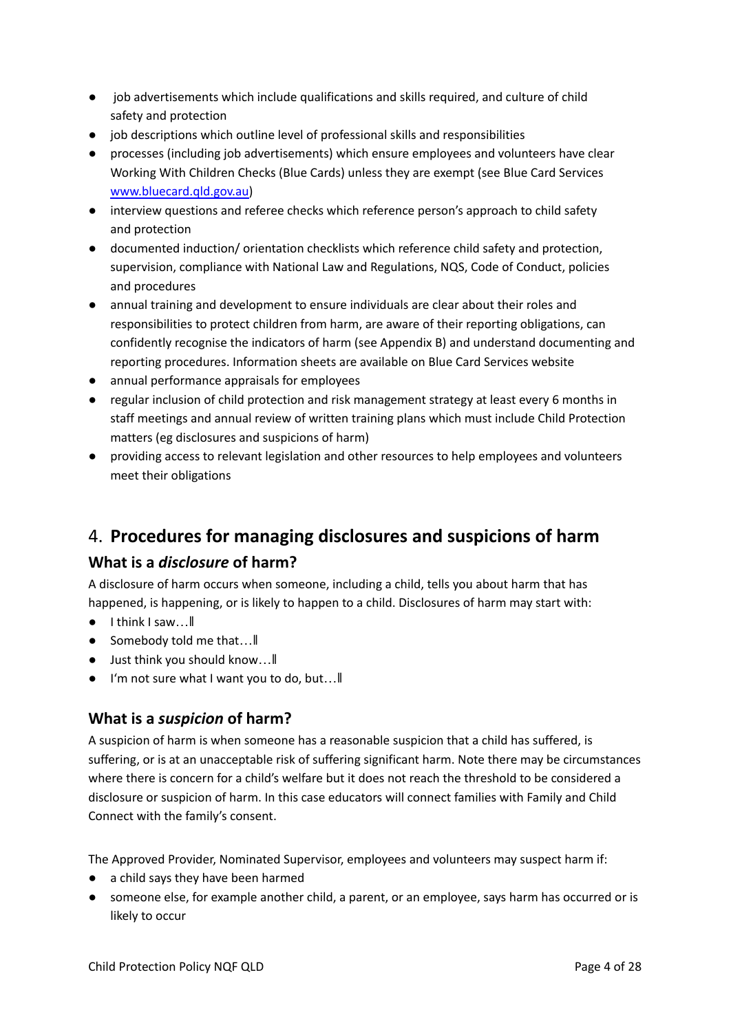- job advertisements which include qualifications and skills required, and culture of child safety and protection
- job descriptions which outline level of professional skills and responsibilities
- processes (including job advertisements) which ensure employees and volunteers have clear Working With Children Checks (Blue Cards) unless they are exempt (see Blue Card Services [www.bluecard.qld.gov.au](http://www.bluecard.qld.gov.au))
- interview questions and referee checks which reference person's approach to child safety and protection
- documented induction/ orientation checklists which reference child safety and protection, supervision, compliance with National Law and Regulations, NQS, Code of Conduct, policies and procedures
- annual training and development to ensure individuals are clear about their roles and responsibilities to protect children from harm, are aware of their reporting obligations, can confidently recognise the indicators of harm (see Appendix B) and understand documenting and reporting procedures. Information sheets are available on Blue Card Services website
- annual performance appraisals for employees
- regular inclusion of child protection and risk management strategy at least every 6 months in staff meetings and annual review of written training plans which must include Child Protection matters (eg disclosures and suspicions of harm)
- providing access to relevant legislation and other resources to help employees and volunteers meet their obligations

## 4. **Procedures for managing disclosures and suspicions of harm**

### What is a *disclosure* of harm?

A disclosure of harm occurs when someone, including a child, tells you about harm that has happened, is happening, or is likely to happen to a child. Disclosures of harm may start with:

- I think I saw…‖
- Somebody told me that…‖
- Just think you should know…‖
- I'm not sure what I want you to do, but…‖

### What is a *suspicion* of harm?

A suspicion of harm is when someone has a reasonable suspicion that a child has suffered, is suffering, or is at an unacceptable risk of suffering significant harm. Note there may be circumstances where there is concern for a child's welfare but it does not reach the threshold to be considered a disclosure or suspicion of harm. In this case educators will connect families with Family and Child Connect with the family's consent.

The Approved Provider, Nominated Supervisor, employees and volunteers may suspect harm if:

- a child says they have been harmed
- someone else, for example another child, a parent, or an employee, says harm has occurred or is likely to occur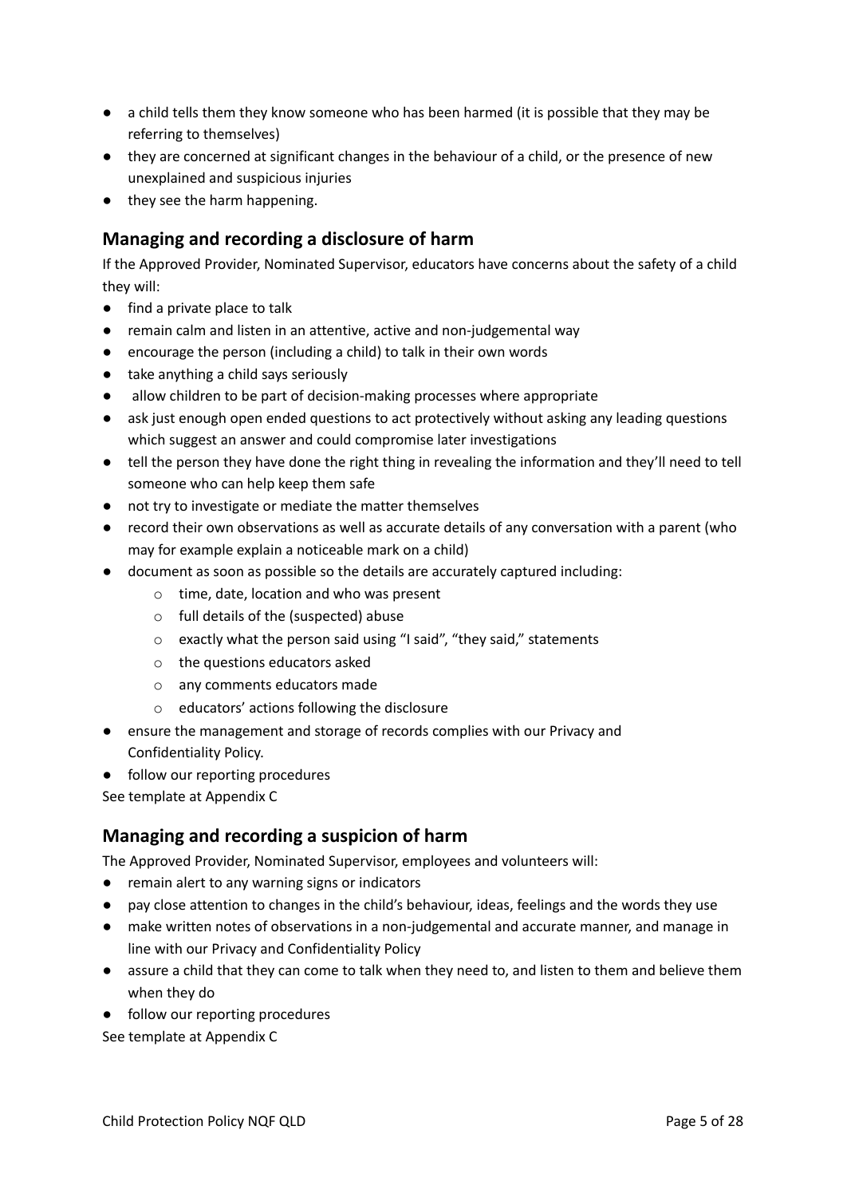- a child tells them they know someone who has been harmed (it is possible that they may be referring to themselves)
- they are concerned at significant changes in the behaviour of a child, or the presence of new unexplained and suspicious injuries
- they see the harm happening.

## Managing and recording a disclosure of harm

If the Approved Provider, Nominated Supervisor, educators have concerns about the safety of a child they will:

- find a private place to talk
- remain calm and listen in an attentive, active and non-judgemental way
- encourage the person (including a child) to talk in their own words
- take anything a child says seriously
- allow children to be part of decision-making processes where appropriate
- ask just enough open ended questions to act protectively without asking any leading questions which suggest an answer and could compromise later investigations
- tell the person they have done the right thing in revealing the information and they'll need to tell someone who can help keep them safe
- not try to investigate or mediate the matter themselves
- record their own observations as well as accurate details of any conversation with a parent (who may for example explain a noticeable mark on a child)
- document as soon as possible so the details are accurately captured including:
    - time, date, location and who was present
    - full details of the (suspected) abuse
    - exactly what the person said using "I said", "they said," statements
    - the questions educators asked
    - any comments educators made
    - educators' actions following the disclosure
- ensure the management and storage of records complies with our Privacy and Confidentiality Policy.
- follow our reporting procedures

See template at Appendix C

## Managing and recording a suspicion of harm

The Approved Provider, Nominated Supervisor, employees and volunteers will:

- remain alert to any warning signs or indicators
- pay close attention to changes in the child's behaviour, ideas, feelings and the words they use
- make written notes of observations in a non-judgemental and accurate manner, and manage in line with our Privacy and Confidentiality Policy
- assure a child that they can come to talk when they need to, and listen to them and believe them when they do
- follow our reporting procedures

See template at Appendix C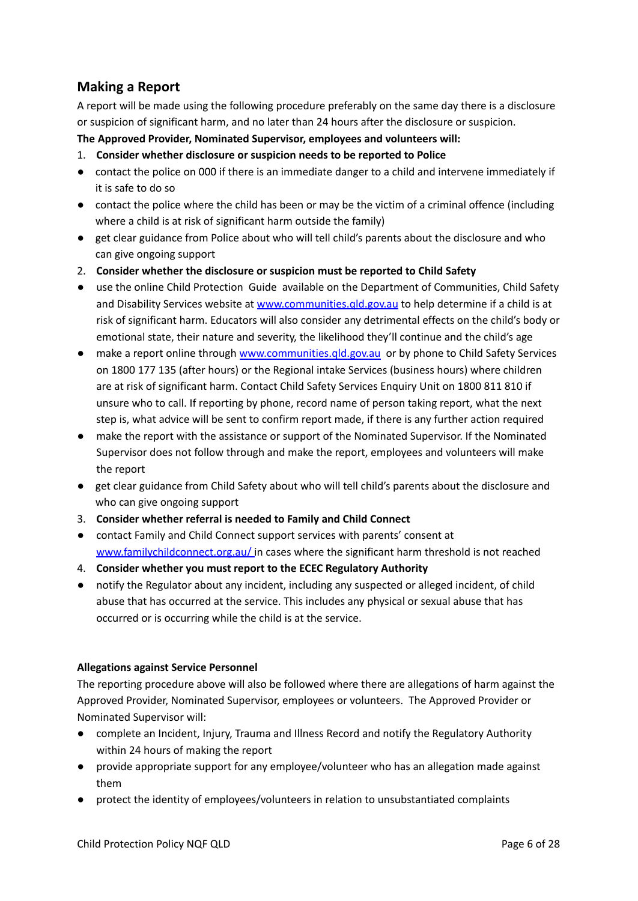## Making a Report

A report will be made using the following procedure preferably on the same day there is a disclosure or suspicion of significant harm, and no later than 24 hours after the disclosure or suspicion.

**The Approved Provider, Nominated Supervisor, employees and volunteers will:**

1. **Consider whether disclosure or suspicion needs to be reported to Police**

- contact the police on 000 if there is an immediate danger to a child and intervene immediately if it is safe to do so
- contact the police where the child has been or may be the victim of a criminal offence (including where a child is at risk of significant harm outside the family)
- get clear guidance from Police about who will tell child's parents about the disclosure and who can give ongoing support

2. **Consider whether the disclosure or suspicion must be reported to Child Safety**

- use the online Child Protection Guide available on the Department of Communities, Child Safety and Disability Services website at [www.communities.qld.gov.au](www.communities.qld.gov.au) to help determine if a child is at risk of significant harm. Educators will also consider any detrimental effects on the child's body or emotional state, their nature and severity, the likelihood they'll continue and the child's age
- make a report online through [www.communities.qld.gov.au](www.communities.qld.gov.au) or by phone to Child Safety Services on 1800 177 135 (after hours) or the Regional intake Services (business hours) where children are at risk of significant harm. Contact Child Safety Services Enquiry Unit on 1800 811 810 if unsure who to call. If reporting by phone, record name of person taking report, what the next step is, what advice will be sent to confirm report made, if there is any further action required
- make the report with the assistance or support of the Nominated Supervisor. If the Nominated Supervisor does not follow through and make the report, employees and volunteers will make the report
- get clear guidance from Child Safety about who will tell child's parents about the disclosure and who can give ongoing support

3. **Consider whether referral is needed to Family and Child Connect**

- contact Family and Child Connect support services with parents' consent at [www.familychildconnect.org.au/](www.familychildconnect.org.au/) in cases where the significant harm threshold is not reached

4. **Consider whether you must report to the ECEC Regulatory Authority**

- notify the Regulator about any incident, including any suspected or alleged incident, of child abuse that has occurred at the service. This includes any physical or sexual abuse that has occurred or is occurring while the child is at the service.

**Allegations against Service Personnel**

The reporting procedure above will also be followed where there are allegations of harm against the Approved Provider, Nominated Supervisor, employees or volunteers. The Approved Provider or Nominated Supervisor will:

- complete an Incident, Injury, Trauma and Illness Record and notify the Regulatory Authority within 24 hours of making the report
- provide appropriate support for any employee/volunteer who has an allegation made against them
- protect the identity of employees/volunteers in relation to unsubstantiated complaints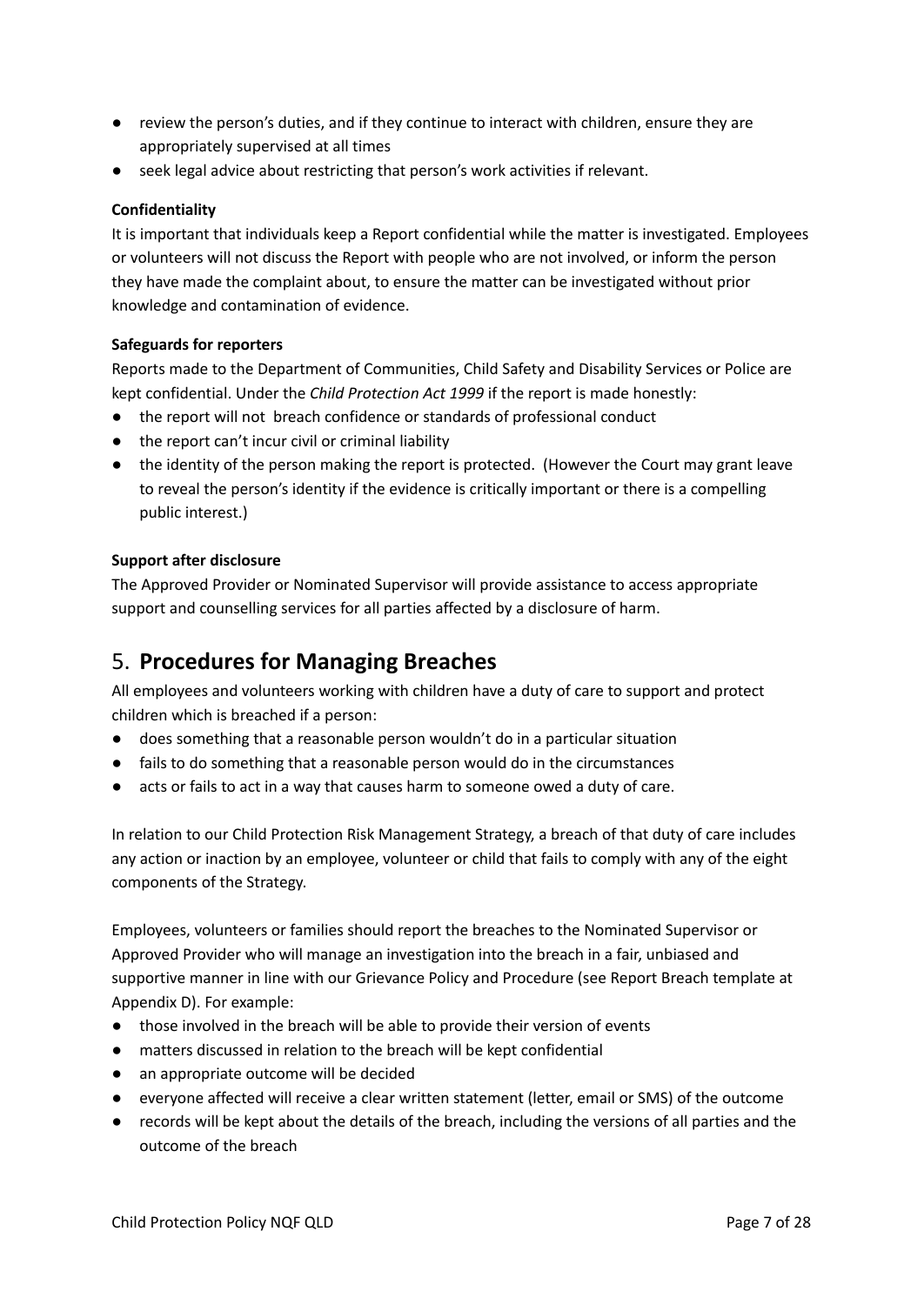- review the person's duties, and if they continue to interact with children, ensure they are appropriately supervised at all times
- seek legal advice about restricting that person's work activities if relevant.

**Confidentiality**

It is important that individuals keep a Report confidential while the matter is investigated. Employees or volunteers will not discuss the Report with people who are not involved, or inform the person they have made the complaint about, to ensure the matter can be investigated without prior knowledge and contamination of evidence.

**Safeguards for reporters**

Reports made to the Department of Communities, Child Safety and Disability Services or Police are kept confidential. Under the *Child Protection Act 1999* if the report is made honestly:

- the report will not breach confidence or standards of professional conduct
- the report can't incur civil or criminal liability
- the identity of the person making the report is protected. (However the Court may grant leave to reveal the person's identity if the evidence is critically important or there is a compelling public interest.)

**Support after disclosure**

The Approved Provider or Nominated Supervisor will provide assistance to access appropriate support and counselling services for all parties affected by a disclosure of harm.

## 5. **Procedures for Managing Breaches**

All employees and volunteers working with children have a duty of care to support and protect children which is breached if a person:

- does something that a reasonable person wouldn't do in a particular situation
- fails to do something that a reasonable person would do in the circumstances
- acts or fails to act in a way that causes harm to someone owed a duty of care.

In relation to our Child Protection Risk Management Strategy, a breach of that duty of care includes any action or inaction by an employee, volunteer or child that fails to comply with any of the eight components of the Strategy.

Employees, volunteers or families should report the breaches to the Nominated Supervisor or Approved Provider who will manage an investigation into the breach in a fair, unbiased and supportive manner in line with our Grievance Policy and Procedure (see Report Breach template at Appendix D). For example:

- those involved in the breach will be able to provide their version of events
- matters discussed in relation to the breach will be kept confidential
- an appropriate outcome will be decided
- everyone affected will receive a clear written statement (letter, email or SMS) of the outcome
- records will be kept about the details of the breach, including the versions of all parties and the outcome of the breach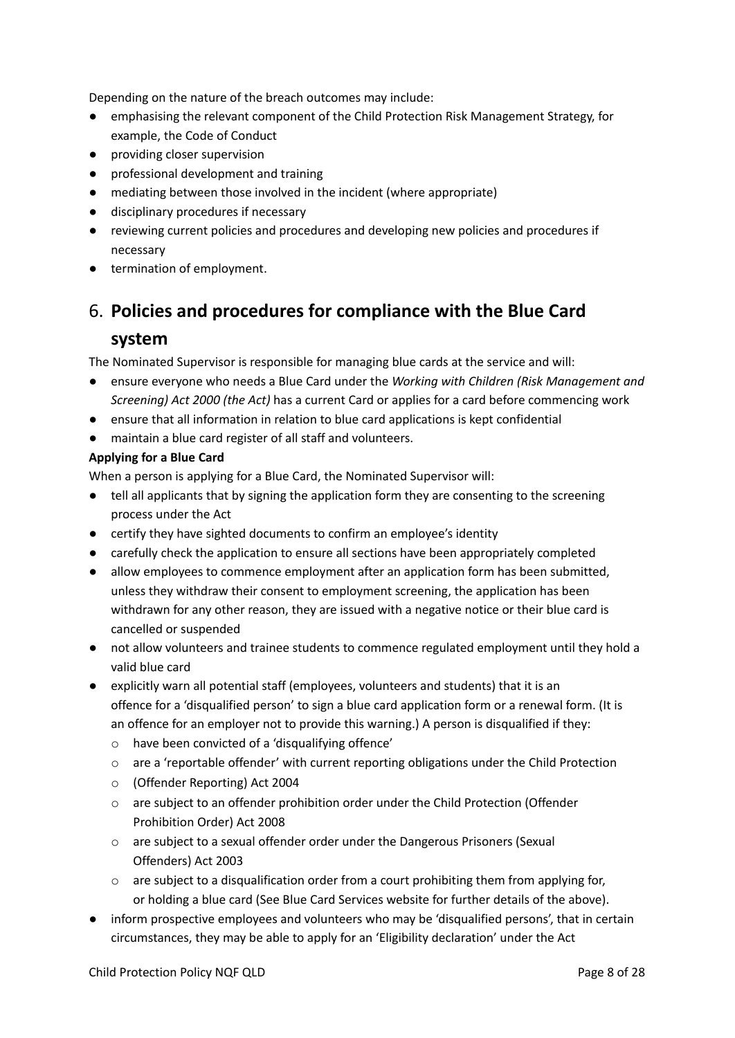Depending on the nature of the breach outcomes may include:

- emphasising the relevant component of the Child Protection Risk Management Strategy, for example, the Code of Conduct
- providing closer supervision
- professional development and training
- mediating between those involved in the incident (where appropriate)
- disciplinary procedures if necessary
- reviewing current policies and procedures and developing new policies and procedures if necessary
- termination of employment.

## 6. **Policies and procedures for compliance with the Blue Card system**

The Nominated Supervisor is responsible for managing blue cards at the service and will:

- ensure everyone who needs a Blue Card under the *Working with Children (Risk Management and Screening) Act 2000 (the Act)* has a current Card or applies for a card before commencing work
- ensure that all information in relation to blue card applications is kept confidential
- maintain a blue card register of all staff and volunteers.

**Applying for a Blue Card**

When a person is applying for a Blue Card, the Nominated Supervisor will:

- tell all applicants that by signing the application form they are consenting to the screening process under the Act
- certify they have sighted documents to confirm an employee's identity
- carefully check the application to ensure all sections have been appropriately completed
- allow employees to commence employment after an application form has been submitted, unless they withdraw their consent to employment screening, the application has been withdrawn for any other reason, they are issued with a negative notice or their blue card is cancelled or suspended
- not allow volunteers and trainee students to commence regulated employment until they hold a valid blue card
- explicitly warn all potential staff (employees, volunteers and students) that it is an offence for a 'disqualified person' to sign a blue card application form or a renewal form. (It is an offence for an employer not to provide this warning.) A person is disqualified if they:
    - have been convicted of a 'disqualifying offence'
    - are a 'reportable offender' with current reporting obligations under the Child Protection
    - (Offender Reporting) Act 2004
    - are subject to an offender prohibition order under the Child Protection (Offender Prohibition Order) Act 2008
    - are subject to a sexual offender order under the Dangerous Prisoners (Sexual Offenders) Act 2003
    - are subject to a disqualification order from a court prohibiting them from applying for, or holding a blue card (See Blue Card Services website for further details of the above).
- inform prospective employees and volunteers who may be 'disqualified persons', that in certain circumstances, they may be able to apply for an 'Eligibility declaration' under the Act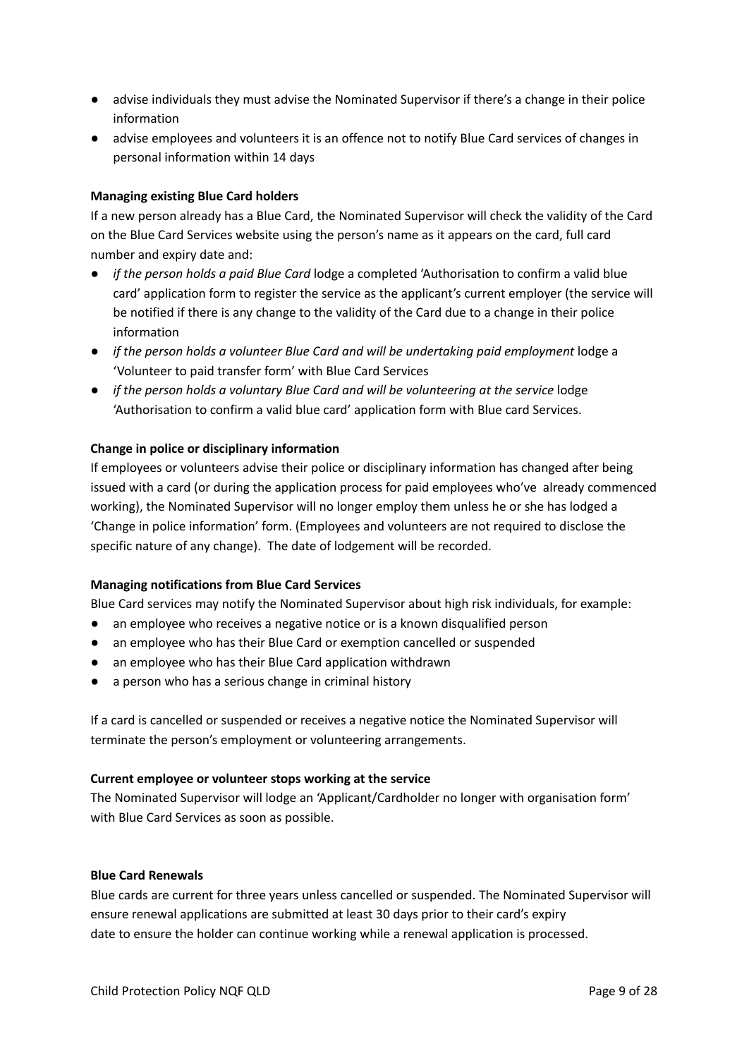- advise individuals they must advise the Nominated Supervisor if there's a change in their police information
- advise employees and volunteers it is an offence not to notify Blue Card services of changes in personal information within 14 days

**Managing existing Blue Card holders**

If a new person already has a Blue Card, the Nominated Supervisor will check the validity of the Card on the Blue Card Services website using the person's name as it appears on the card, full card number and expiry date and:

- *if the person holds a paid Blue Card* lodge a completed 'Authorisation to confirm a valid blue card' application form to register the service as the applicant's current employer (the service will be notified if there is any change to the validity of the Card due to a change in their police information
- *if the person holds a volunteer Blue Card and will be undertaking paid employment* lodge a 'Volunteer to paid transfer form' with Blue Card Services
- *if the person holds a voluntary Blue Card and will be volunteering at the service* lodge 'Authorisation to confirm a valid blue card' application form with Blue card Services.

**Change in police or disciplinary information**

If employees or volunteers advise their police or disciplinary information has changed after being issued with a card (or during the application process for paid employees who've already commenced working), the Nominated Supervisor will no longer employ them unless he or she has lodged a 'Change in police information' form. (Employees and volunteers are not required to disclose the specific nature of any change). The date of lodgement will be recorded.

**Managing notifications from Blue Card Services**

Blue Card services may notify the Nominated Supervisor about high risk individuals, for example:

- an employee who receives a negative notice or is a known disqualified person
- an employee who has their Blue Card or exemption cancelled or suspended
- an employee who has their Blue Card application withdrawn
- a person who has a serious change in criminal history

If a card is cancelled or suspended or receives a negative notice the Nominated Supervisor will terminate the person's employment or volunteering arrangements.

**Current employee or volunteer stops working at the service**

The Nominated Supervisor will lodge an 'Applicant/Cardholder no longer with organisation form' with Blue Card Services as soon as possible.

**Blue Card Renewals**

Blue cards are current for three years unless cancelled or suspended. The Nominated Supervisor will ensure renewal applications are submitted at least 30 days prior to their card's expiry date to ensure the holder can continue working while a renewal application is processed.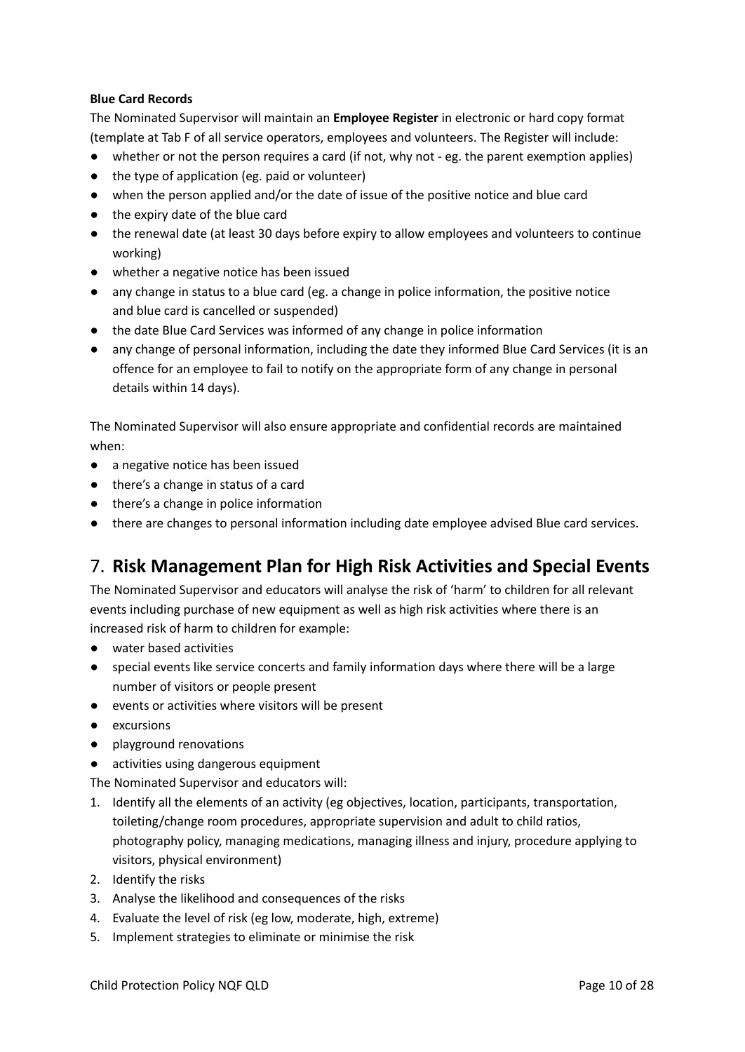**Blue Card Records**

The Nominated Supervisor will maintain an **Employee Register** in electronic or hard copy format (template at Tab F of all service operators, employees and volunteers. The Register will include:

- whether or not the person requires a card (if not, why not - eg. the parent exemption applies)
- the type of application (eg. paid or volunteer)
- when the person applied and/or the date of issue of the positive notice and blue card
- the expiry date of the blue card
- the renewal date (at least 30 days before expiry to allow employees and volunteers to continue working)
- whether a negative notice has been issued
- any change in status to a blue card (eg. a change in police information, the positive notice and blue card is cancelled or suspended)
- the date Blue Card Services was informed of any change in police information
- any change of personal information, including the date they informed Blue Card Services (it is an offence for an employee to fail to notify on the appropriate form of any change in personal details within 14 days).

The Nominated Supervisor will also ensure appropriate and confidential records are maintained when:

- a negative notice has been issued
- there's a change in status of a card
- there's a change in police information
- there are changes to personal information including date employee advised Blue card services.

## 7. **Risk Management Plan for High Risk Activities and Special Events**

The Nominated Supervisor and educators will analyse the risk of 'harm' to children for all relevant events including purchase of new equipment as well as high risk activities where there is an increased risk of harm to children for example:

- water based activities
- special events like service concerts and family information days where there will be a large number of visitors or people present
- events or activities where visitors will be present
- excursions
- playground renovations
- activities using dangerous equipment

The Nominated Supervisor and educators will:

1. Identify all the elements of an activity (eg objectives, location, participants, transportation, toileting/change room procedures, appropriate supervision and adult to child ratios, photography policy, managing medications, managing illness and injury, procedure applying to visitors, physical environment)
2. Identify the risks
3. Analyse the likelihood and consequences of the risks
4. Evaluate the level of risk (eg low, moderate, high, extreme)
5. Implement strategies to eliminate or minimise the risk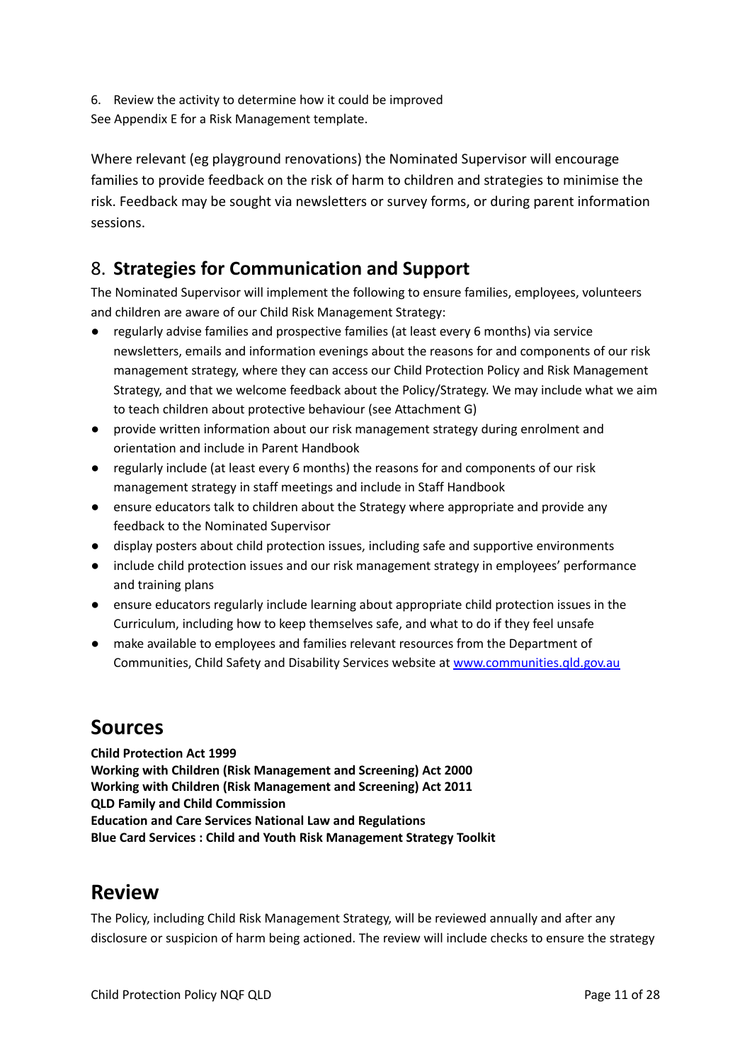6. Review the activity to determine how it could be improved

See Appendix E for a Risk Management template.

Where relevant (eg playground renovations) the Nominated Supervisor will encourage families to provide feedback on the risk of harm to children and strategies to minimise the risk. Feedback may be sought via newsletters or survey forms, or during parent information sessions.

## 8. **Strategies for Communication and Support**

The Nominated Supervisor will implement the following to ensure families, employees, volunteers and children are aware of our Child Risk Management Strategy:

- regularly advise families and prospective families (at least every 6 months) via service newsletters, emails and information evenings about the reasons for and components of our risk management strategy, where they can access our Child Protection Policy and Risk Management Strategy, and that we welcome feedback about the Policy/Strategy. We may include what we aim to teach children about protective behaviour (see Attachment G)
- provide written information about our risk management strategy during enrolment and orientation and include in Parent Handbook
- regularly include (at least every 6 months) the reasons for and components of our risk management strategy in staff meetings and include in Staff Handbook
- ensure educators talk to children about the Strategy where appropriate and provide any feedback to the Nominated Supervisor
- display posters about child protection issues, including safe and supportive environments
- include child protection issues and our risk management strategy in employees' performance and training plans
- ensure educators regularly include learning about appropriate child protection issues in the Curriculum, including how to keep themselves safe, and what to do if they feel unsafe
- make available to employees and families relevant resources from the Department of Communities, Child Safety and Disability Services website at [www.communities.qld.gov.au](www.communities.qld.gov.au)

# Sources

**Child Protection Act 1999**
**Working with Children (Risk Management and Screening) Act 2000**
**Working with Children (Risk Management and Screening) Act 2011**
**QLD Family and Child Commission**
**Education and Care Services National Law and Regulations**
**Blue Card Services : Child and Youth Risk Management Strategy Toolkit**

# Review

The Policy, including Child Risk Management Strategy, will be reviewed annually and after any disclosure or suspicion of harm being actioned. The review will include checks to ensure the strategy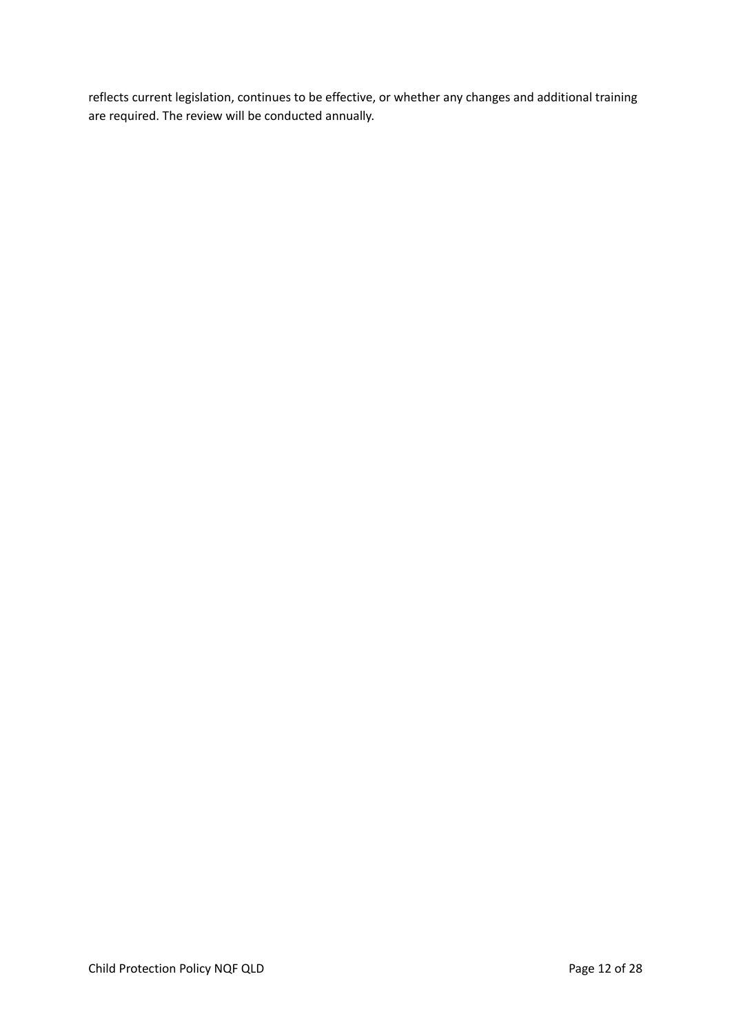reflects current legislation, continues to be effective, or whether any changes and additional training are required. The review will be conducted annually.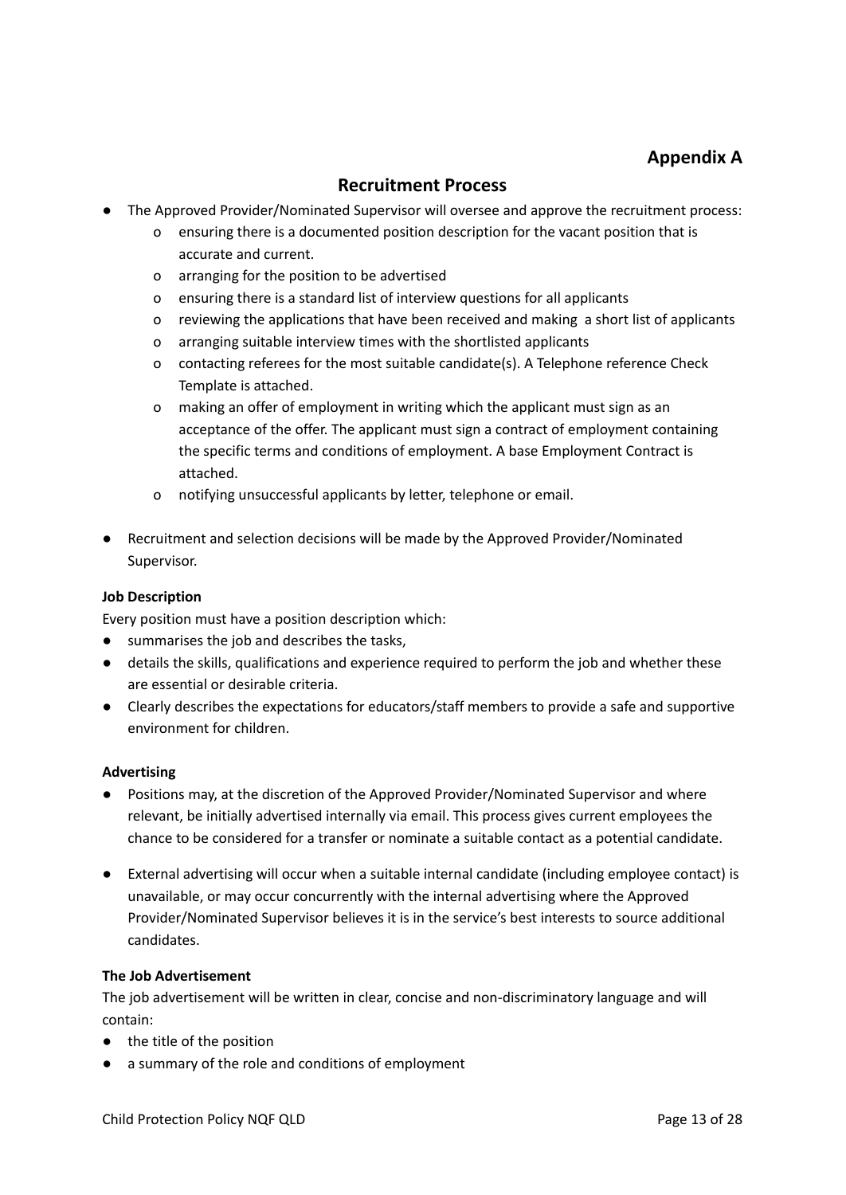## Appendix A

## Recruitment Process

- The Approved Provider/Nominated Supervisor will oversee and approve the recruitment process:
  - ensuring there is a documented position description for the vacant position that is accurate and current.
  - arranging for the position to be advertised
  - ensuring there is a standard list of interview questions for all applicants
  - reviewing the applications that have been received and making a short list of applicants
  - arranging suitable interview times with the shortlisted applicants
  - contacting referees for the most suitable candidate(s). A Telephone reference Check Template is attached.
  - making an offer of employment in writing which the applicant must sign as an acceptance of the offer. The applicant must sign a contract of employment containing the specific terms and conditions of employment. A base Employment Contract is attached.
  - notifying unsuccessful applicants by letter, telephone or email.
- Recruitment and selection decisions will be made by the Approved Provider/Nominated Supervisor.

**Job Description**

Every position must have a position description which:

- summarises the job and describes the tasks,
- details the skills, qualifications and experience required to perform the job and whether these are essential or desirable criteria.
- Clearly describes the expectations for educators/staff members to provide a safe and supportive environment for children.

**Advertising**

- Positions may, at the discretion of the Approved Provider/Nominated Supervisor and where relevant, be initially advertised internally via email. This process gives current employees the chance to be considered for a transfer or nominate a suitable contact as a potential candidate.
- External advertising will occur when a suitable internal candidate (including employee contact) is unavailable, or may occur concurrently with the internal advertising where the Approved Provider/Nominated Supervisor believes it is in the service's best interests to source additional candidates.

**The Job Advertisement**

The job advertisement will be written in clear, concise and non-discriminatory language and will contain:

- the title of the position
- a summary of the role and conditions of employment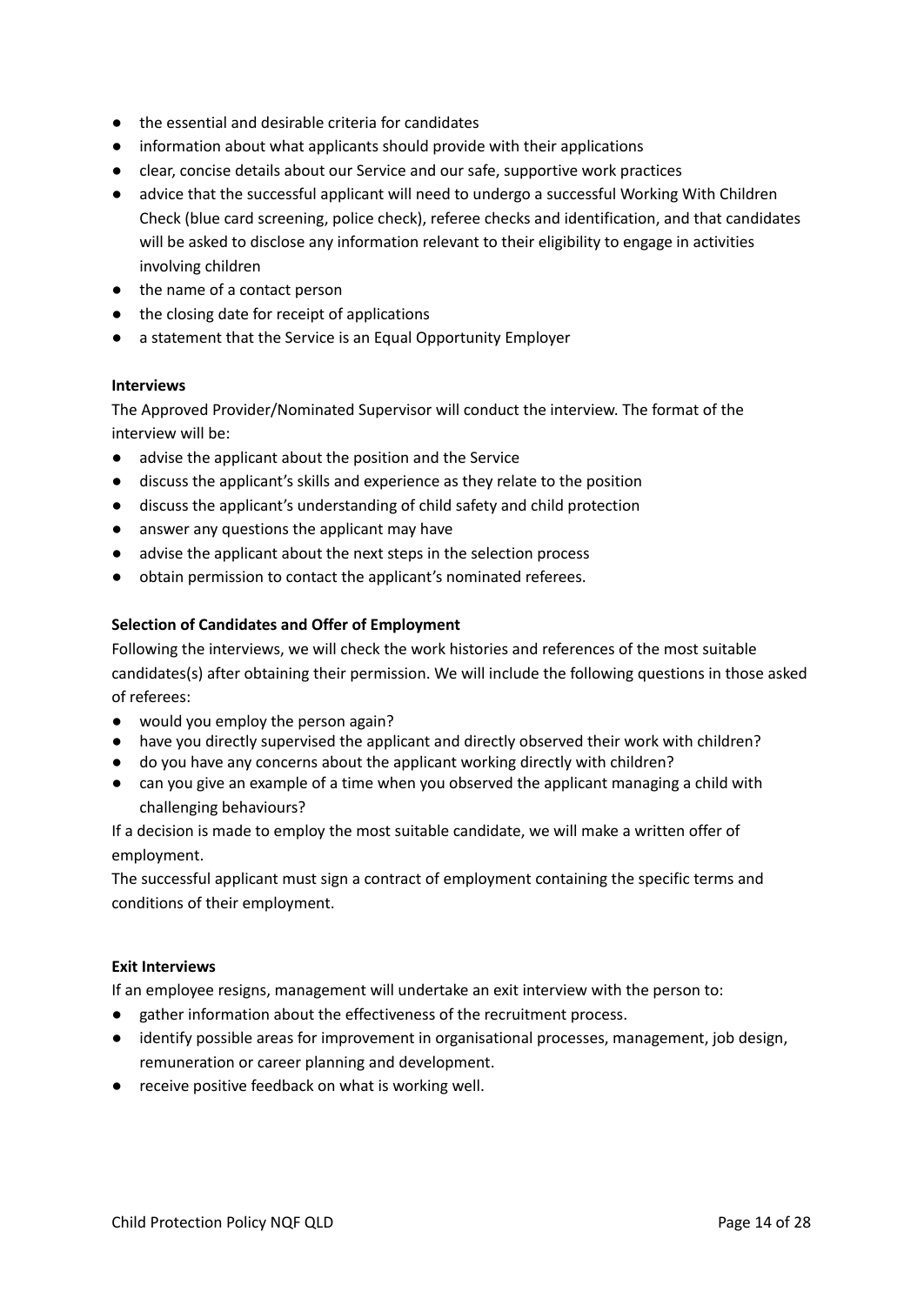- the essential and desirable criteria for candidates
- information about what applicants should provide with their applications
- clear, concise details about our Service and our safe, supportive work practices
- advice that the successful applicant will need to undergo a successful Working With Children Check (blue card screening, police check), referee checks and identification, and that candidates will be asked to disclose any information relevant to their eligibility to engage in activities involving children
- the name of a contact person
- the closing date for receipt of applications
- a statement that the Service is an Equal Opportunity Employer

**Interviews**

The Approved Provider/Nominated Supervisor will conduct the interview. The format of the interview will be:

- advise the applicant about the position and the Service
- discuss the applicant's skills and experience as they relate to the position
- discuss the applicant's understanding of child safety and child protection
- answer any questions the applicant may have
- advise the applicant about the next steps in the selection process
- obtain permission to contact the applicant's nominated referees.

**Selection of Candidates and Offer of Employment**

Following the interviews, we will check the work histories and references of the most suitable candidates(s) after obtaining their permission. We will include the following questions in those asked of referees:

- would you employ the person again?
- have you directly supervised the applicant and directly observed their work with children?
- do you have any concerns about the applicant working directly with children?
- can you give an example of a time when you observed the applicant managing a child with challenging behaviours?

If a decision is made to employ the most suitable candidate, we will make a written offer of employment.

The successful applicant must sign a contract of employment containing the specific terms and conditions of their employment.

**Exit Interviews**

If an employee resigns, management will undertake an exit interview with the person to:

- gather information about the effectiveness of the recruitment process.
- identify possible areas for improvement in organisational processes, management, job design, remuneration or career planning and development.
- receive positive feedback on what is working well.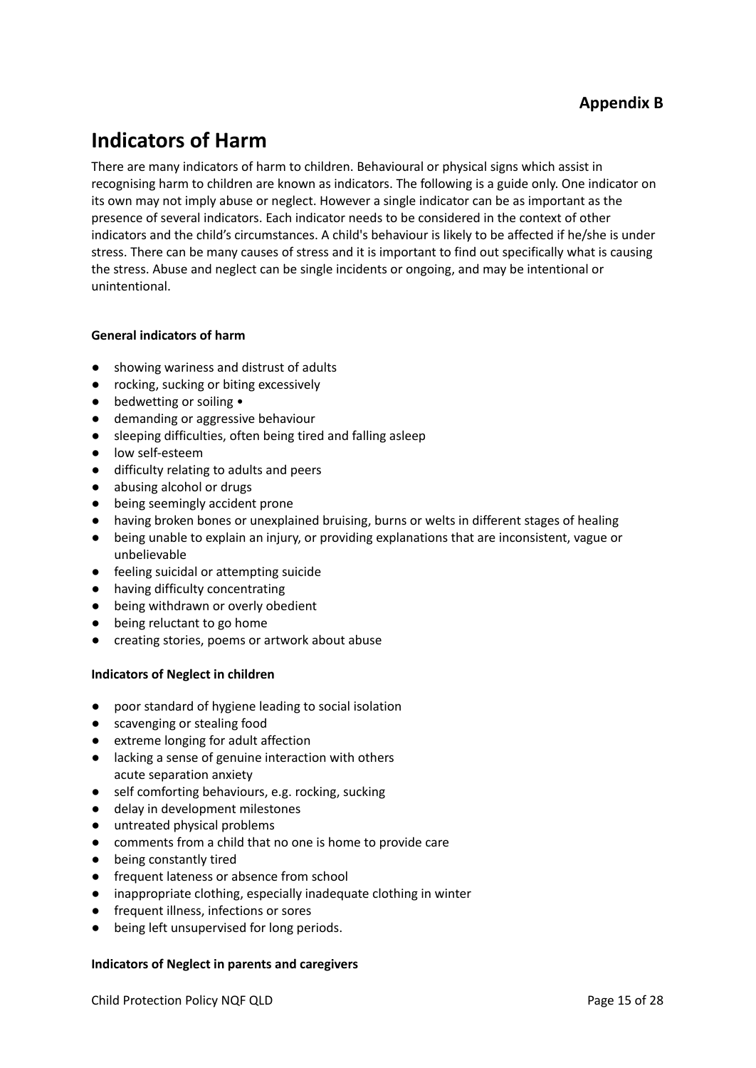**Appendix B**

# Indicators of Harm

There are many indicators of harm to children. Behavioural or physical signs which assist in recognising harm to children are known as indicators. The following is a guide only. One indicator on its own may not imply abuse or neglect. However a single indicator can be as important as the presence of several indicators. Each indicator needs to be considered in the context of other indicators and the child's circumstances. A child's behaviour is likely to be affected if he/she is under stress. There can be many causes of stress and it is important to find out specifically what is causing the stress. Abuse and neglect can be single incidents or ongoing, and may be intentional or unintentional.

**General indicators of harm**

- showing wariness and distrust of adults
- rocking, sucking or biting excessively
- bedwetting or soiling •
- demanding or aggressive behaviour
- sleeping difficulties, often being tired and falling asleep
- low self-esteem
- difficulty relating to adults and peers
- abusing alcohol or drugs
- being seemingly accident prone
- having broken bones or unexplained bruising, burns or welts in different stages of healing
- being unable to explain an injury, or providing explanations that are inconsistent, vague or unbelievable
- feeling suicidal or attempting suicide
- having difficulty concentrating
- being withdrawn or overly obedient
- being reluctant to go home
- creating stories, poems or artwork about abuse

**Indicators of Neglect in children**

- poor standard of hygiene leading to social isolation
- scavenging or stealing food
- extreme longing for adult affection
- lacking a sense of genuine interaction with others
  acute separation anxiety
- self comforting behaviours, e.g. rocking, sucking
- delay in development milestones
- untreated physical problems
- comments from a child that no one is home to provide care
- being constantly tired
- frequent lateness or absence from school
- inappropriate clothing, especially inadequate clothing in winter
- frequent illness, infections or sores
- being left unsupervised for long periods.

**Indicators of Neglect in parents and caregivers**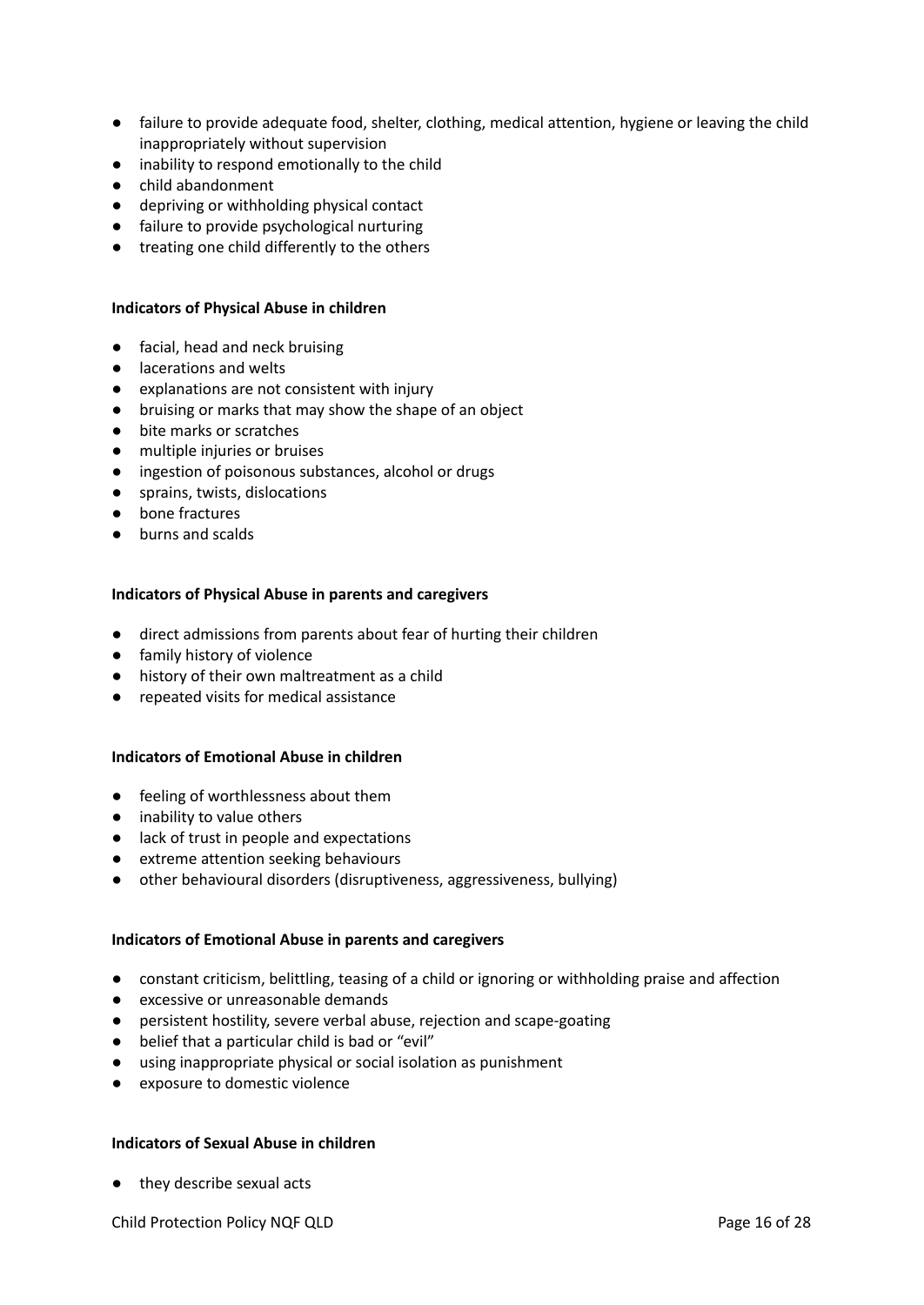- failure to provide adequate food, shelter, clothing, medical attention, hygiene or leaving the child inappropriately without supervision
- inability to respond emotionally to the child
- child abandonment
- depriving or withholding physical contact
- failure to provide psychological nurturing
- treating one child differently to the others

**Indicators of Physical Abuse in children**

- facial, head and neck bruising
- lacerations and welts
- explanations are not consistent with injury
- bruising or marks that may show the shape of an object
- bite marks or scratches
- multiple injuries or bruises
- ingestion of poisonous substances, alcohol or drugs
- sprains, twists, dislocations
- bone fractures
- burns and scalds

**Indicators of Physical Abuse in parents and caregivers**

- direct admissions from parents about fear of hurting their children
- family history of violence
- history of their own maltreatment as a child
- repeated visits for medical assistance

**Indicators of Emotional Abuse in children**

- feeling of worthlessness about them
- inability to value others
- lack of trust in people and expectations
- extreme attention seeking behaviours
- other behavioural disorders (disruptiveness, aggressiveness, bullying)

**Indicators of Emotional Abuse in parents and caregivers**

- constant criticism, belittling, teasing of a child or ignoring or withholding praise and affection
- excessive or unreasonable demands
- persistent hostility, severe verbal abuse, rejection and scape-goating
- belief that a particular child is bad or "evil"
- using inappropriate physical or social isolation as punishment
- exposure to domestic violence

**Indicators of Sexual Abuse in children**

- they describe sexual acts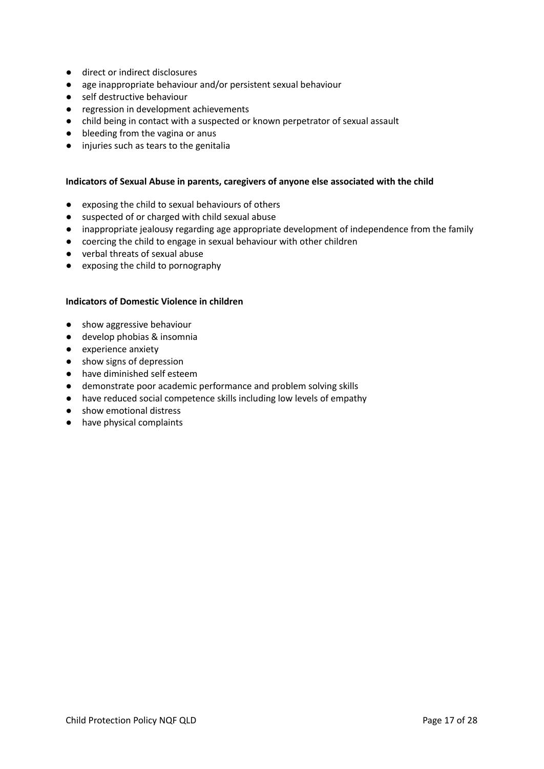- direct or indirect disclosures
- age inappropriate behaviour and/or persistent sexual behaviour
- self destructive behaviour
- regression in development achievements
- child being in contact with a suspected or known perpetrator of sexual assault
- bleeding from the vagina or anus
- injuries such as tears to the genitalia

**Indicators of Sexual Abuse in parents, caregivers of anyone else associated with the child**

- exposing the child to sexual behaviours of others
- suspected of or charged with child sexual abuse
- inappropriate jealousy regarding age appropriate development of independence from the family
- coercing the child to engage in sexual behaviour with other children
- verbal threats of sexual abuse
- exposing the child to pornography

**Indicators of Domestic Violence in children**

- show aggressive behaviour
- develop phobias & insomnia
- experience anxiety
- show signs of depression
- have diminished self esteem
- demonstrate poor academic performance and problem solving skills
- have reduced social competence skills including low levels of empathy
- show emotional distress
- have physical complaints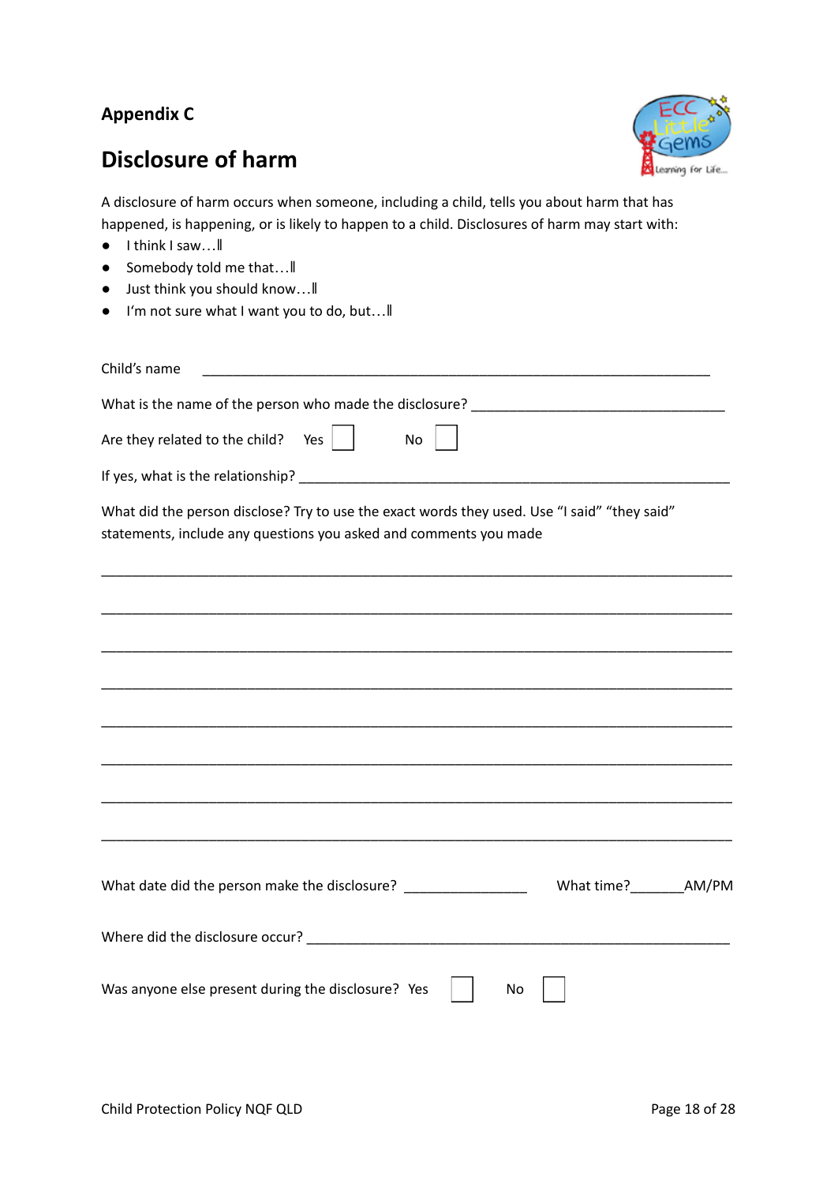**Appendix C**

# Disclosure of harm

A disclosure of harm occurs when someone, including a child, tells you about harm that has happened, is happening, or is likely to happen to a child. Disclosures of harm may start with:

- I think I saw…‖
- Somebody told me that…‖
- Just think you should know…‖
- I'm not sure what I want you to do, but…‖

Child's name ___________________________________________________________________

What is the name of the person who made the disclosure? _________________________________

Are they related to the child? Yes ☐ No ☐

If yes, what is the relationship? ______________________________________________________

What did the person disclose? Try to use the exact words they used. Use "I said" "they said" statements, include any questions you asked and comments you made

_____________________________________________________________________________

_____________________________________________________________________________

_____________________________________________________________________________

_____________________________________________________________________________

_____________________________________________________________________________

_____________________________________________________________________________

_____________________________________________________________________________

_____________________________________________________________________________

What date did the person make the disclosure? _______________ What time?_______AM/PM

Where did the disclosure occur? _____________________________________________________

Was anyone else present during the disclosure? Yes ☐ No ☐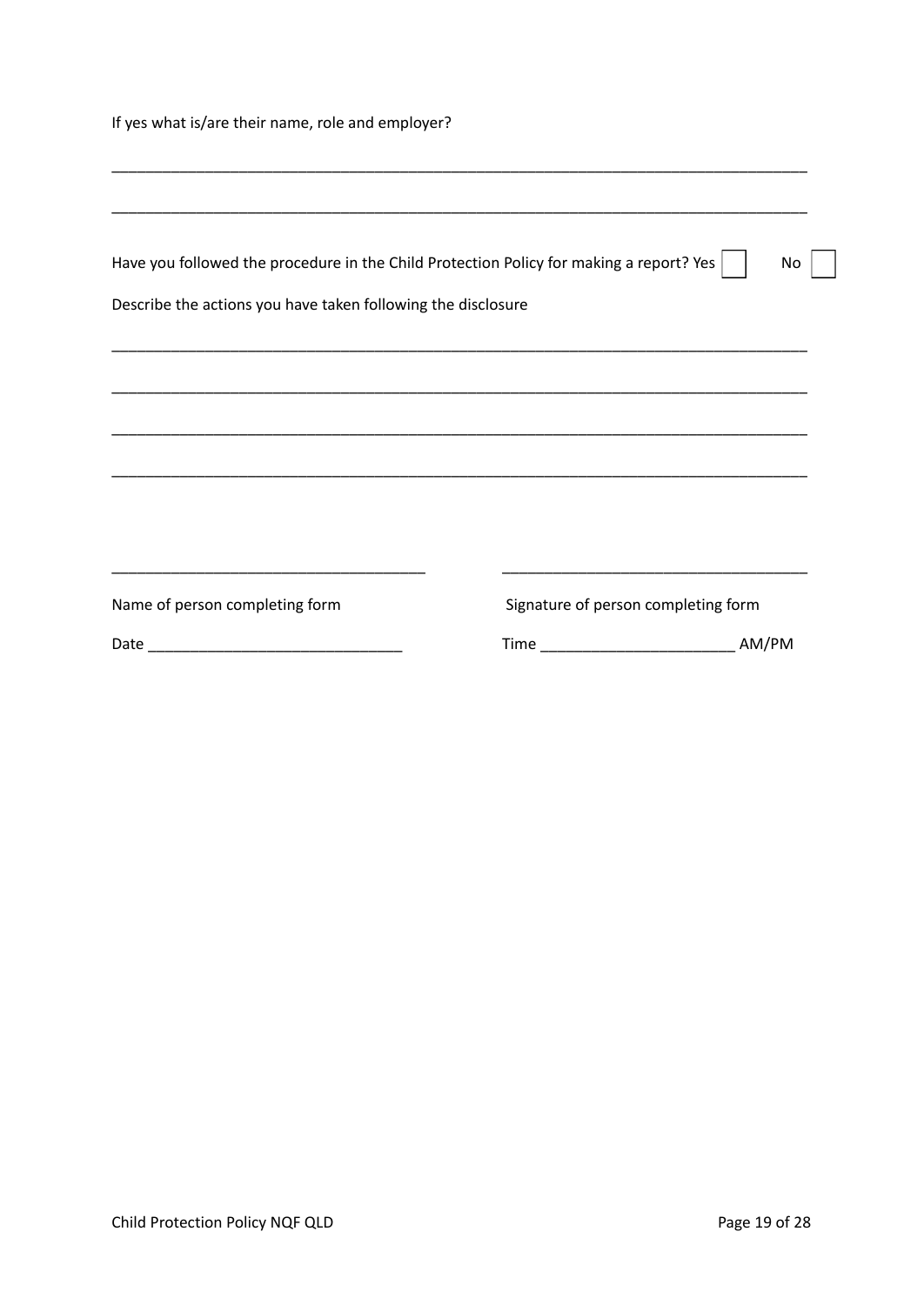If yes what is/are their name, role and employer?

\_\_\_\_\_\_\_\_\_\_\_\_\_\_\_\_\_\_\_\_\_\_\_\_\_\_\_\_\_\_\_\_\_\_\_\_\_\_\_\_\_\_\_\_\_\_\_\_\_\_\_\_\_\_\_\_\_\_\_\_\_\_\_\_\_\_\_\_\_\_\_\_\_\_\_\_\_\_\_\_\_\_\_\_\_\_

\_\_\_\_\_\_\_\_\_\_\_\_\_\_\_\_\_\_\_\_\_\_\_\_\_\_\_\_\_\_\_\_\_\_\_\_\_\_\_\_\_\_\_\_\_\_\_\_\_\_\_\_\_\_\_\_\_\_\_\_\_\_\_\_\_\_\_\_\_\_\_\_\_\_\_\_\_\_\_\_\_\_\_\_\_\_

Have you followed the procedure in the Child Protection Policy for making a report? Yes ☐ No ☐

Describe the actions you have taken following the disclosure

\_\_\_\_\_\_\_\_\_\_\_\_\_\_\_\_\_\_\_\_\_\_\_\_\_\_\_\_\_\_\_\_\_\_\_\_\_\_\_\_\_\_\_\_\_\_\_\_\_\_\_\_\_\_\_\_\_\_\_\_\_\_\_\_\_\_\_\_\_\_\_\_\_\_\_\_\_\_\_\_\_\_\_\_\_\_

\_\_\_\_\_\_\_\_\_\_\_\_\_\_\_\_\_\_\_\_\_\_\_\_\_\_\_\_\_\_\_\_\_\_\_\_\_\_\_\_\_\_\_\_\_\_\_\_\_\_\_\_\_\_\_\_\_\_\_\_\_\_\_\_\_\_\_\_\_\_\_\_\_\_\_\_\_\_\_\_\_\_\_\_\_\_

\_\_\_\_\_\_\_\_\_\_\_\_\_\_\_\_\_\_\_\_\_\_\_\_\_\_\_\_\_\_\_\_\_\_\_\_\_\_\_\_\_\_\_\_\_\_\_\_\_\_\_\_\_\_\_\_\_\_\_\_\_\_\_\_\_\_\_\_\_\_\_\_\_\_\_\_\_\_\_\_\_\_\_\_\_\_

\_\_\_\_\_\_\_\_\_\_\_\_\_\_\_\_\_\_\_\_\_\_\_\_\_\_\_\_\_\_\_\_\_\_\_\_\_\_\_\_\_\_\_\_\_\_\_\_\_\_\_\_\_\_\_\_\_\_\_\_\_\_\_\_\_\_\_\_\_\_\_\_\_\_\_\_\_\_\_\_\_\_\_\_\_\_

| \_\_\_\_\_\_\_\_\_\_\_\_\_\_\_\_\_\_\_\_\_\_\_\_\_\_\_\_\_\_\_\_\_\_\_\_ | \_\_\_\_\_\_\_\_\_\_\_\_\_\_\_\_\_\_\_\_\_\_\_\_\_\_\_\_\_\_\_\_\_\_\_\_ |
|---|---|
| Name of person completing form | Signature of person completing form |
| Date \_\_\_\_\_\_\_\_\_\_\_\_\_\_\_\_\_\_\_\_\_\_\_\_\_\_\_\_\_\_ | Time \_\_\_\_\_\_\_\_\_\_\_\_\_\_\_\_\_\_\_\_\_\_\_\_ AM/PM |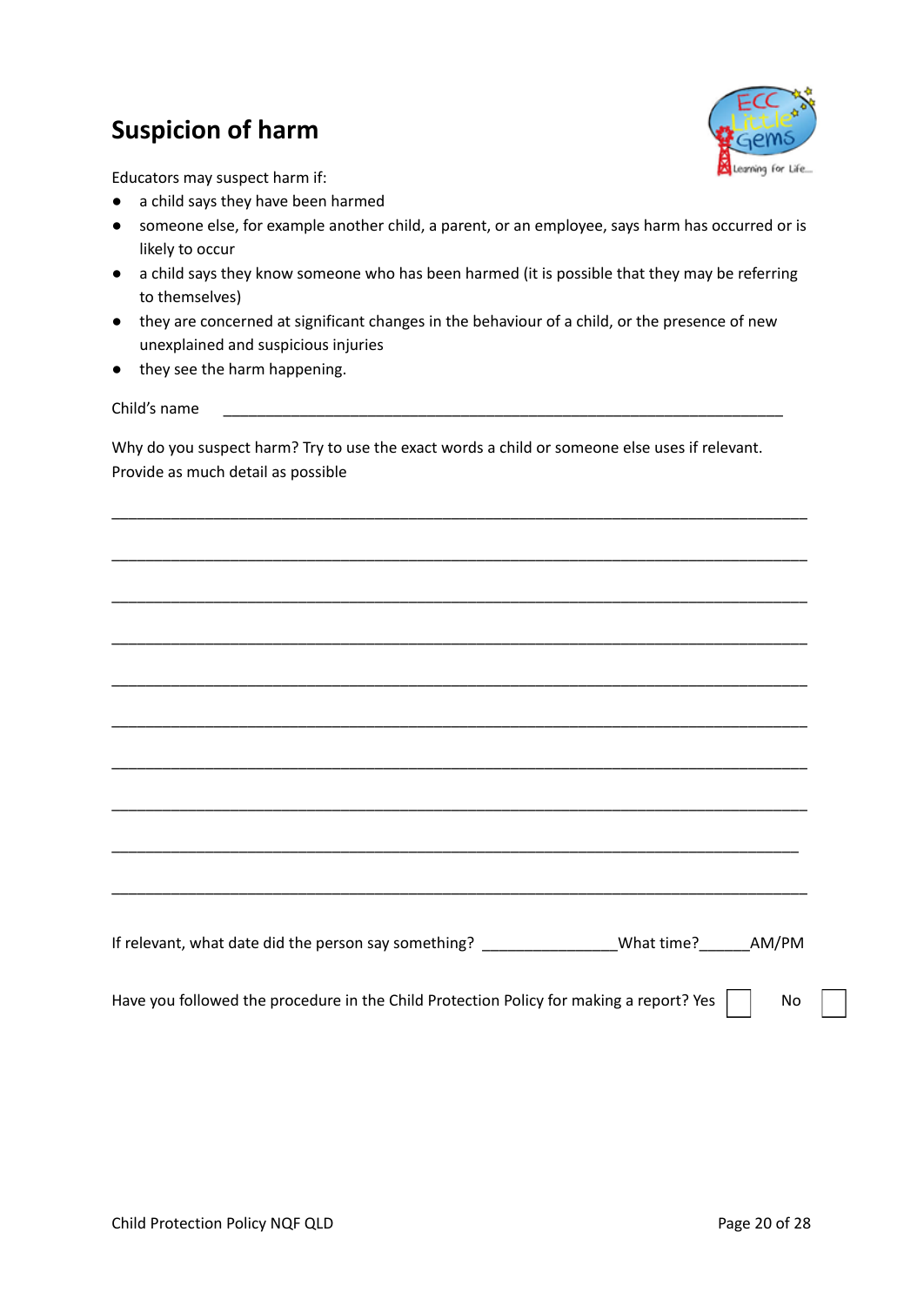## Suspicion of harm

Educators may suspect harm if:

- a child says they have been harmed
- someone else, for example another child, a parent, or an employee, says harm has occurred or is likely to occur
- a child says they know someone who has been harmed (it is possible that they may be referring to themselves)
- they are concerned at significant changes in the behaviour of a child, or the presence of new unexplained and suspicious injuries
- they see the harm happening.

Child's name ____________________________________________________________

Why do you suspect harm? Try to use the exact words a child or someone else uses if relevant. Provide as much detail as possible

______________________________________________________________________________

______________________________________________________________________________

______________________________________________________________________________

______________________________________________________________________________

______________________________________________________________________________

______________________________________________________________________________

______________________________________________________________________________

______________________________________________________________________________

______________________________________________________________________________

______________________________________________________________________________

If relevant, what date did the person say something? _______________What time?_____AM/PM

Have you followed the procedure in the Child Protection Policy for making a report? Yes ☐ No ☐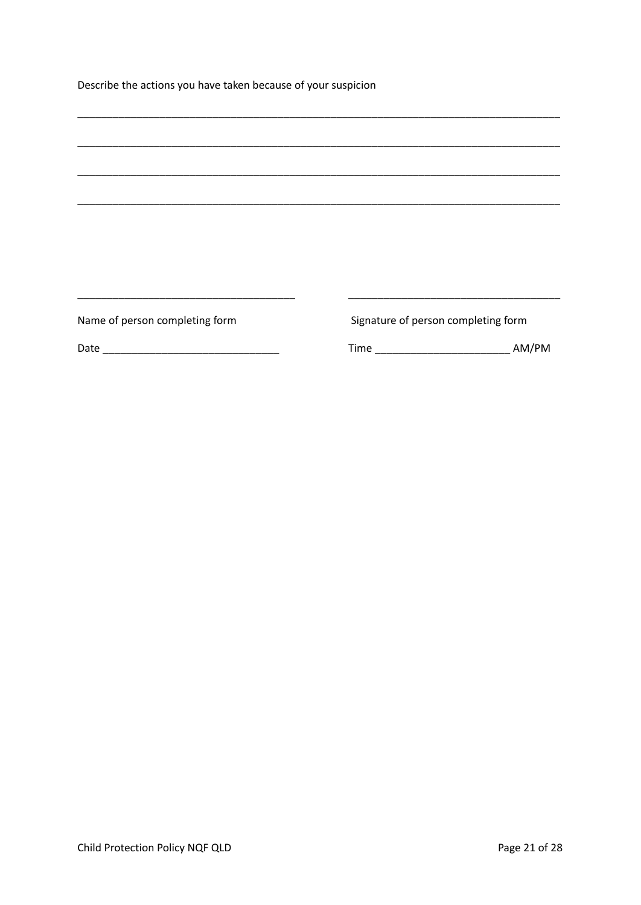Describe the actions you have taken because of your suspicion

_____________________________________________________________________________

_____________________________________________________________________________

_____________________________________________________________________________

_____________________________________________________________________________

_________________________________ &nbsp;&nbsp;&nbsp;&nbsp;&nbsp;&nbsp;&nbsp;&nbsp; _________________________________

Name of person completing form &nbsp;&nbsp;&nbsp;&nbsp;&nbsp;&nbsp;&nbsp;&nbsp; Signature of person completing form

Date ____________________________ &nbsp;&nbsp;&nbsp;&nbsp;&nbsp;&nbsp;&nbsp;&nbsp; Time ______________________ AM/PM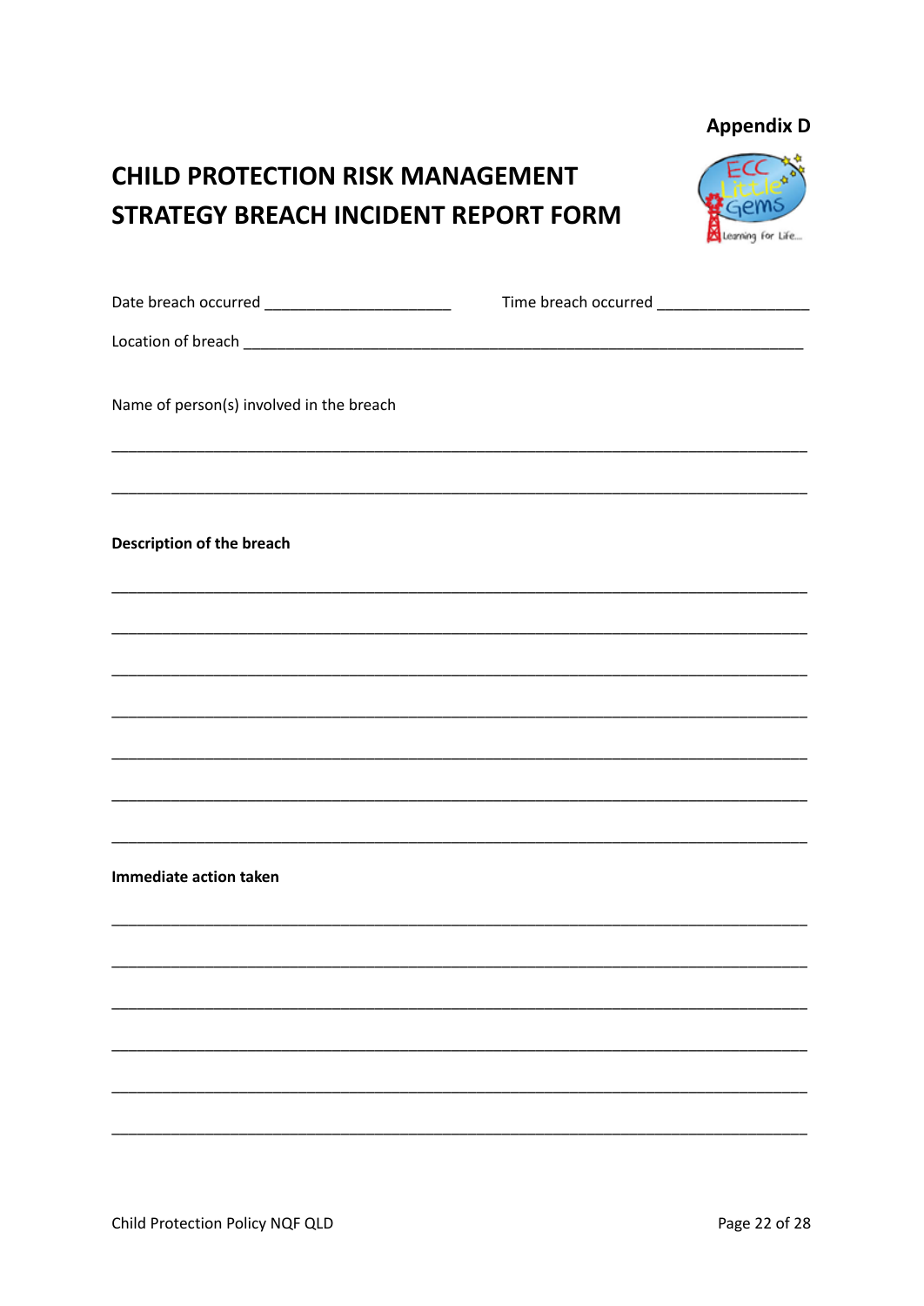Appendix D

# CHILD PROTECTION RISK MANAGEMENT STRATEGY BREACH INCIDENT REPORT FORM

Date breach occurred ______________________ Time breach occurred __________________

Location of breach ___________________________________________________________________

Name of person(s) involved in the breach

_________________________________________________________________________________

_________________________________________________________________________________

**Description of the breach**

_________________________________________________________________________________

_________________________________________________________________________________

_________________________________________________________________________________

_________________________________________________________________________________

_________________________________________________________________________________

_________________________________________________________________________________

_________________________________________________________________________________

**Immediate action taken**

_________________________________________________________________________________

_________________________________________________________________________________

_________________________________________________________________________________

_________________________________________________________________________________

_________________________________________________________________________________

_________________________________________________________________________________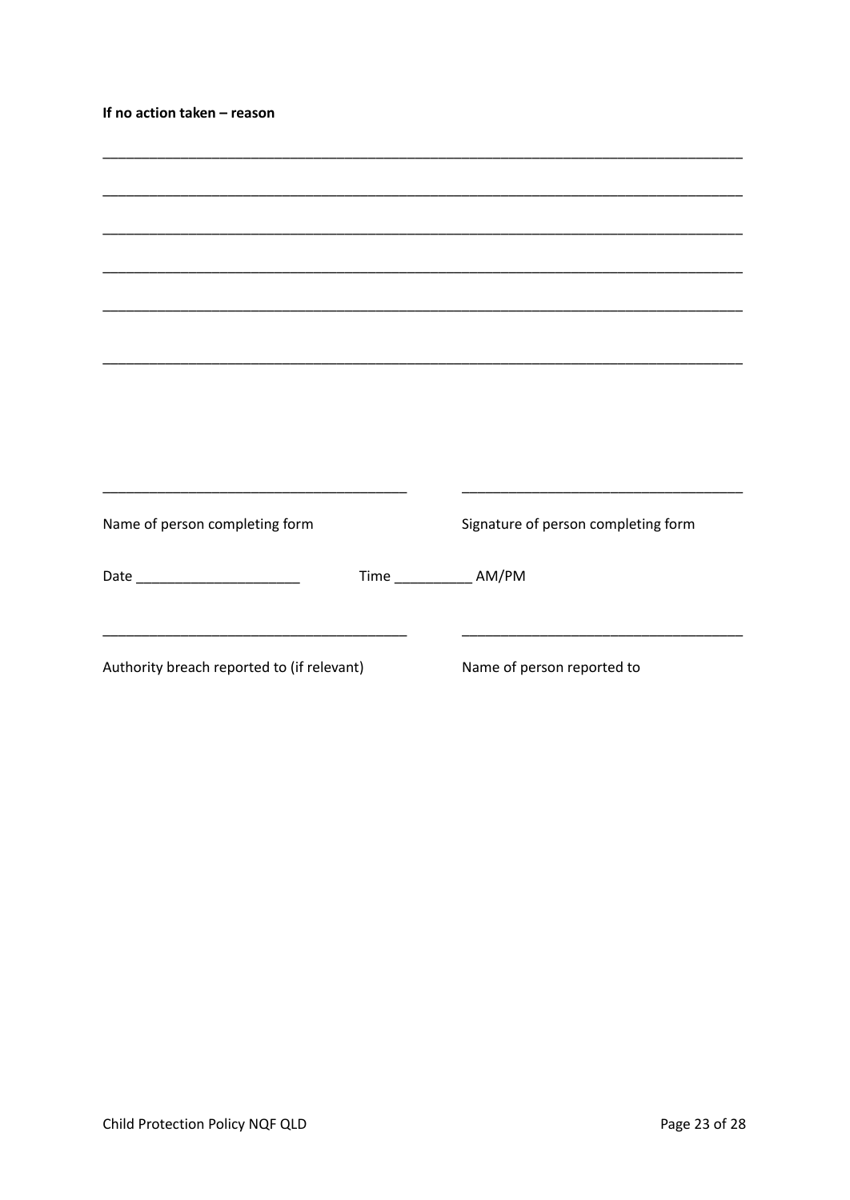**If no action taken – reason**

\_\_\_\_\_\_\_\_\_\_\_\_\_\_\_\_\_\_\_\_\_\_\_\_\_\_\_\_\_\_\_\_\_\_\_\_\_\_\_\_\_\_\_\_\_\_\_\_\_\_\_\_\_\_\_\_\_\_\_\_\_\_\_\_\_\_\_\_\_\_\_\_\_\_\_\_\_\_

\_\_\_\_\_\_\_\_\_\_\_\_\_\_\_\_\_\_\_\_\_\_\_\_\_\_\_\_\_\_\_\_\_\_\_\_\_\_\_\_\_\_\_\_\_\_\_\_\_\_\_\_\_\_\_\_\_\_\_\_\_\_\_\_\_\_\_\_\_\_\_\_\_\_\_\_\_\_

\_\_\_\_\_\_\_\_\_\_\_\_\_\_\_\_\_\_\_\_\_\_\_\_\_\_\_\_\_\_\_\_\_\_\_\_\_\_\_\_\_\_\_\_\_\_\_\_\_\_\_\_\_\_\_\_\_\_\_\_\_\_\_\_\_\_\_\_\_\_\_\_\_\_\_\_\_\_

\_\_\_\_\_\_\_\_\_\_\_\_\_\_\_\_\_\_\_\_\_\_\_\_\_\_\_\_\_\_\_\_\_\_\_\_\_\_\_\_\_\_\_\_\_\_\_\_\_\_\_\_\_\_\_\_\_\_\_\_\_\_\_\_\_\_\_\_\_\_\_\_\_\_\_\_\_\_

\_\_\_\_\_\_\_\_\_\_\_\_\_\_\_\_\_\_\_\_\_\_\_\_\_\_\_\_\_\_\_\_\_\_\_\_\_\_\_\_\_\_\_\_\_\_\_\_\_\_\_\_\_\_\_\_\_\_\_\_\_\_\_\_\_\_\_\_\_\_\_\_\_\_\_\_\_\_

\_\_\_\_\_\_\_\_\_\_\_\_\_\_\_\_\_\_\_\_\_\_\_\_\_\_\_\_\_\_\_\_\_\_\_\_\_\_\_\_\_\_\_\_\_\_\_\_\_\_\_\_\_\_\_\_\_\_\_\_\_\_\_\_\_\_\_\_\_\_\_\_\_\_\_\_\_\_

\_\_\_\_\_\_\_\_\_\_\_\_\_\_\_\_\_\_\_\_\_\_\_\_\_\_\_\_\_\_\_\_\_\_\_\_\_\_ \_\_\_\_\_\_\_\_\_\_\_\_\_\_\_\_\_\_\_\_\_\_\_\_\_\_\_\_\_\_\_\_\_\_\_\_

Name of person completing form Signature of person completing form

Date \_\_\_\_\_\_\_\_\_\_\_\_\_\_\_\_\_\_\_\_\_ Time \_\_\_\_\_\_\_\_\_\_ AM/PM

\_\_\_\_\_\_\_\_\_\_\_\_\_\_\_\_\_\_\_\_\_\_\_\_\_\_\_\_\_\_\_\_\_\_\_\_\_\_ \_\_\_\_\_\_\_\_\_\_\_\_\_\_\_\_\_\_\_\_\_\_\_\_\_\_\_\_\_\_\_\_\_\_\_\_

Authority breach reported to (if relevant) Name of person reported to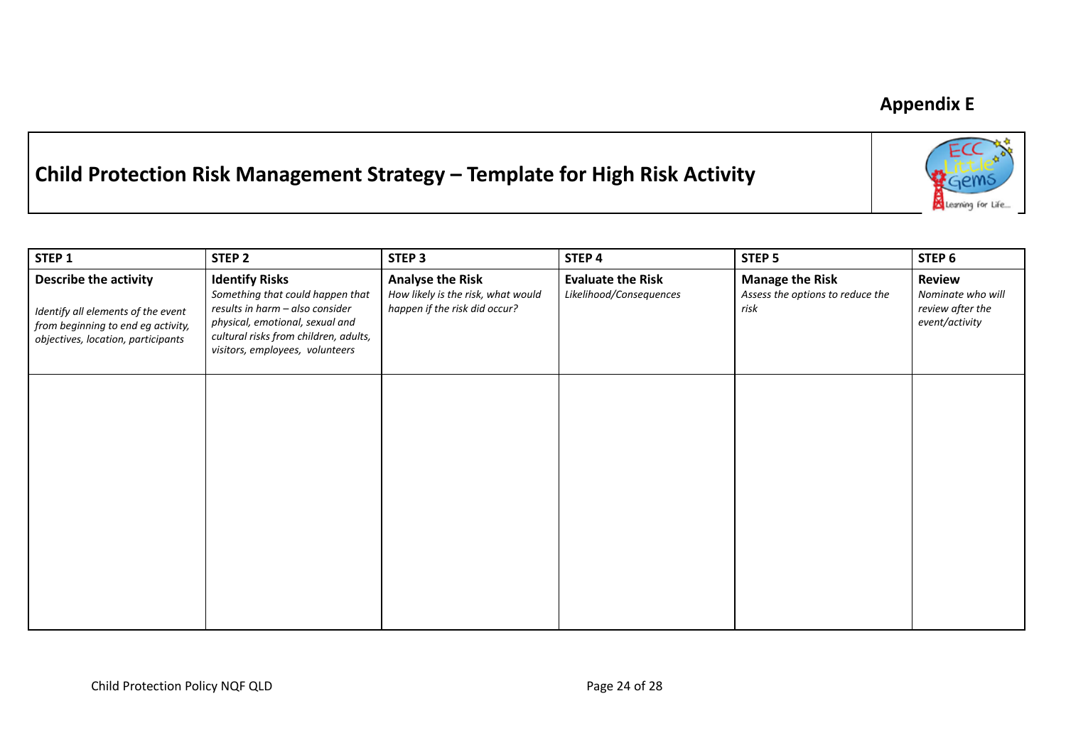**Appendix E**

# Child Protection Risk Management Strategy – Template for High Risk Activity

| STEP 1 | STEP 2 | STEP 3 | STEP 4 | STEP 5 | STEP 6 |
|---|---|---|---|---|---|
| **Describe the activity**<br><br>*Identify all elements of the event from beginning to end eg activity, objectives, location, participants* | **Identify Risks**<br>*Something that could happen that results in harm – also consider physical, emotional, sexual and cultural risks from children, adults, visitors, employees, volunteers* | **Analyse the Risk**<br>*How likely is the risk, what would happen if the risk did occur?* | **Evaluate the Risk**<br>*Likelihood/Consequences* | **Manage the Risk**<br>*Assess the options to reduce the risk* | **Review**<br>*Nominate who will review after the event/activity* |
| | | | | | |

Child Protection Policy NQF QLD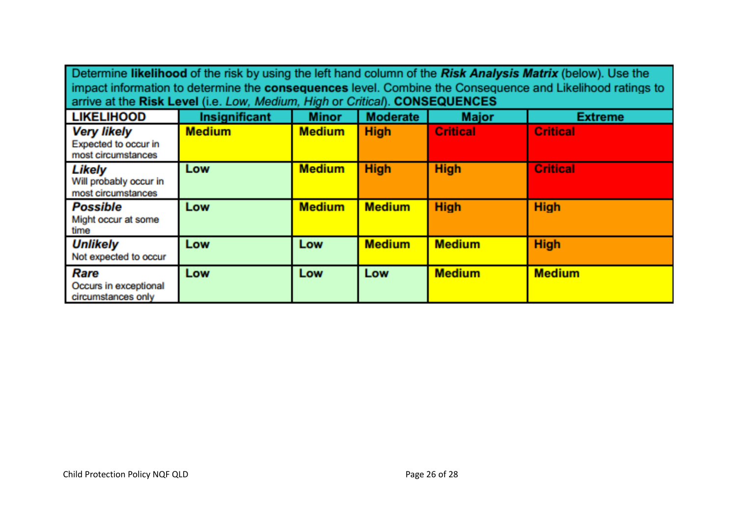Determine **likelihood** of the risk by using the left hand column of the ***Risk Analysis Matrix*** (below). Use the impact information to determine the **consequences** level. Combine the Consequence and Likelihood ratings to arrive at the **Risk Level** (i.e. *Low, Medium, High* or *Critical*). **CONSEQUENCES**

| LIKELIHOOD | Insignificant | Minor | Moderate | Major | Extreme |
|---|---|---|---|---|---|
| ***Very likely*** Expected to occur in most circumstances | **Medium** | **Medium** | **High** | **Critical** | **Critical** |
| ***Likely*** Will probably occur in most circumstances | **Low** | **Medium** | **High** | **High** | **Critical** |
| ***Possible*** Might occur at some time | **Low** | **Medium** | **Medium** | **High** | **High** |
| ***Unlikely*** Not expected to occur | **Low** | **Low** | **Medium** | **Medium** | **High** |
| ***Rare*** Occurs in exceptional circumstances only | **Low** | **Low** | **Low** | **Medium** | **Medium** |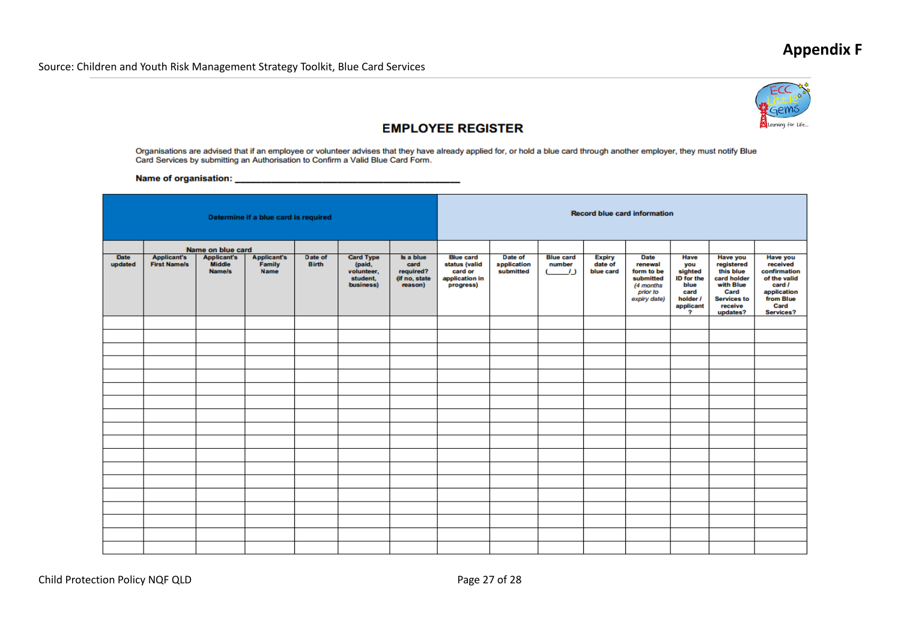# Appendix F

Source: Children and Youth Risk Management Strategy Toolkit, Blue Card Services

## EMPLOYEE REGISTER

Organisations are advised that if an employee or volunteer advises that they have already applied for, or hold a blue card through another employer, they must notify Blue Card Services by submitting an Authorisation to Confirm a Valid Blue Card Form.

**Name of organisation:** ___________________________________________

| Determine if a blue card is required | | | | | | | Record blue card information | | | | | | | |
|---|---|---|---|---|---|---|---|---|---|---|---|---|---|---|
| | Name on blue card | | | | | | | | | | | | | |
| Date updated | Applicant's First Name/s | Applicant's Middle Name/s | Applicant's Family Name | Date of Birth | Card Type (paid, volunteer, student, business) | Is a blue card required? (if no, state reason) | Blue card status (valid card or application in progress) | Date of application submitted | Blue card number (______/_) | Expiry date of blue card | Date renewal form to be submitted *(4 months prior to expiry date)* | Have you sighted ID for the blue card holder / applicant ? | Have you registered this blue card holder with Blue Card Services to receive updates? | Have you received confirmation of the valid card / application from Blue Card Services? |
| | | | | | | | | | | | | | | |
| | | | | | | | | | | | | | | |
| | | | | | | | | | | | | | | |
| | | | | | | | | | | | | | | |
| | | | | | | | | | | | | | | |
| | | | | | | | | | | | | | | |
| | | | | | | | | | | | | | | |
| | | | | | | | | | | | | | | |
| | | | | | | | | | | | | | | |
| | | | | | | | | | | | | | | |
| | | | | | | | | | | | | | | |
| | | | | | | | | | | | | | | |
| | | | | | | | | | | | | | | |
| | | | | | | | | | | | | | | |
| | | | | | | | | | | | | | | |
| | | | | | | | | | | | | | | |
| | | | | | | | | | | | | | | |
| | | | | | | | | | | | | | | |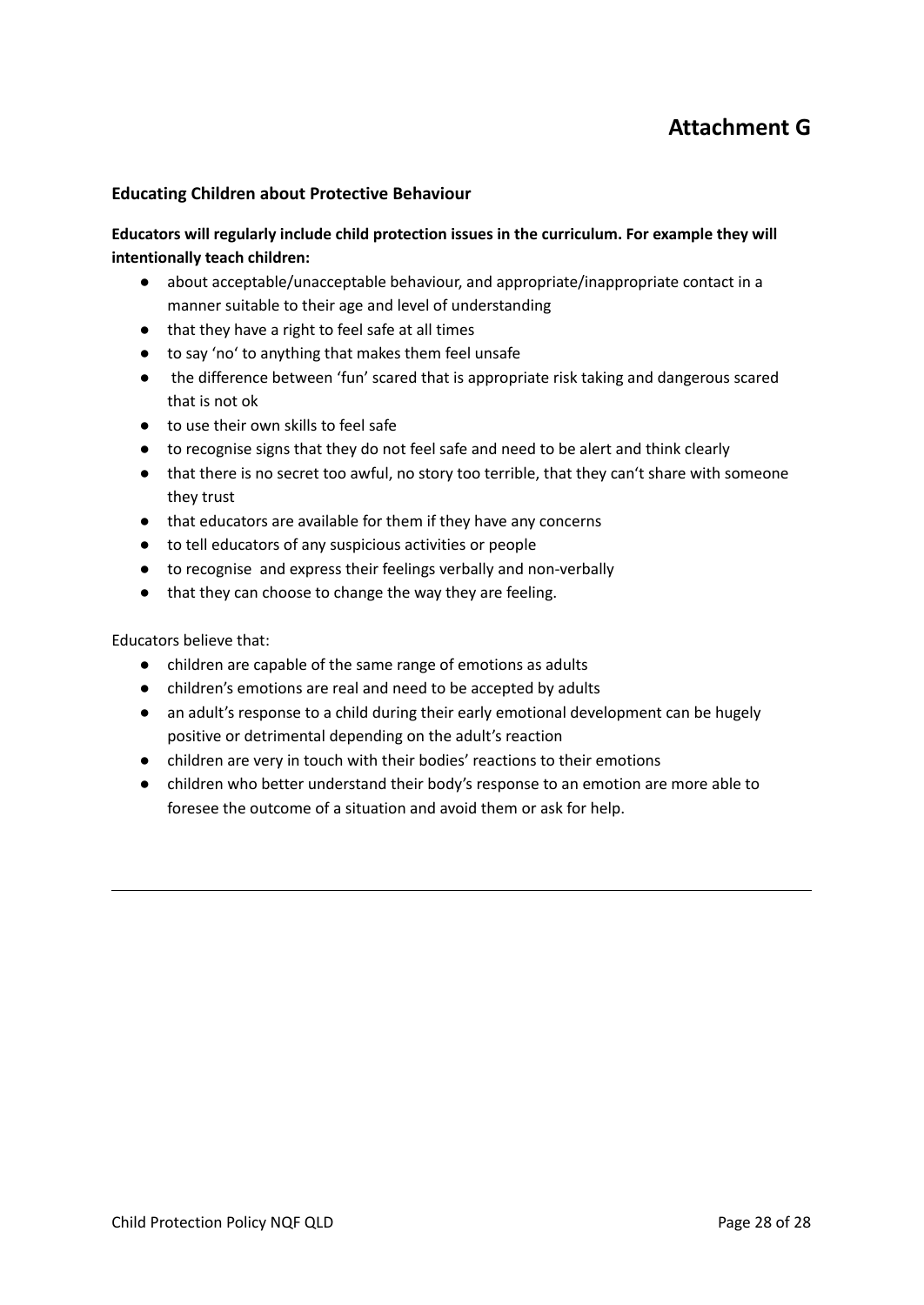# Attachment G

## Educating Children about Protective Behaviour

**Educators will regularly include child protection issues in the curriculum. For example they will intentionally teach children:**

- about acceptable/unacceptable behaviour, and appropriate/inappropriate contact in a manner suitable to their age and level of understanding
- that they have a right to feel safe at all times
- to say 'no' to anything that makes them feel unsafe
- the difference between 'fun' scared that is appropriate risk taking and dangerous scared that is not ok
- to use their own skills to feel safe
- to recognise signs that they do not feel safe and need to be alert and think clearly
- that there is no secret too awful, no story too terrible, that they can't share with someone they trust
- that educators are available for them if they have any concerns
- to tell educators of any suspicious activities or people
- to recognise and express their feelings verbally and non-verbally
- that they can choose to change the way they are feeling.

Educators believe that:

- children are capable of the same range of emotions as adults
- children's emotions are real and need to be accepted by adults
- an adult's response to a child during their early emotional development can be hugely positive or detrimental depending on the adult's reaction
- children are very in touch with their bodies' reactions to their emotions
- children who better understand their body's response to an emotion are more able to foresee the outcome of a situation and avoid them or ask for help.